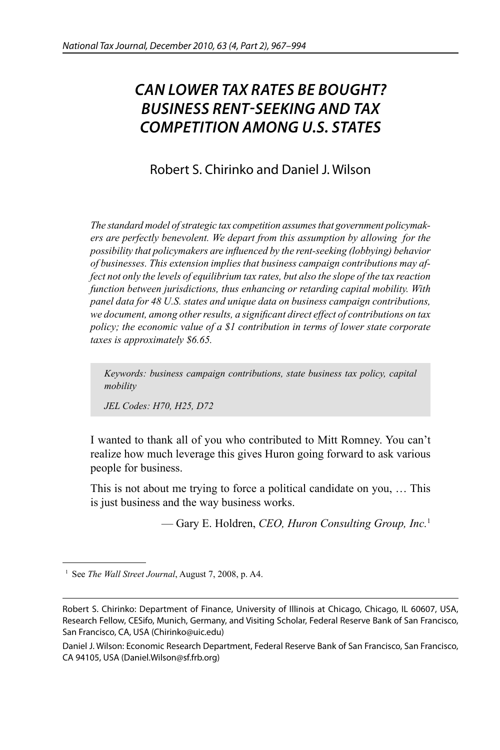# CAN LOWER TAX RATES BE BOUGHT? BUSINESS RENT-SEEKING AND TAX COMPETITION AMONG U.S. STATES

Robert S. Chirinko and Daniel J. Wilson

*The standard model of strategic tax competition assumes that government policymakers are perfectly benevolent. We depart from this assumption by allowing for the possibility that policymakers are influenced by the rent-seeking (lobbying) behavior of businesses. This extension implies that business campaign contributions may affect not only the levels of equilibrium tax rates, but also the slope of the tax reaction function between jurisdictions, thus enhancing or retarding capital mobility. With panel data for 48 U.S. states and unique data on business campaign contributions, we document, among other results, a significant direct effect of contributions on tax policy; the economic value of a $1 contribution in terms of lower state corporate taxes is approximately $6.65.*

*Keywords: business campaign contributions, state business tax policy, capital mobility*

*JEL Codes: H70, H25, D72*

I wanted to thank all of you who contributed to Mitt Romney. You can't realize how much leverage this gives Huron going forward to ask various people for business.

This is not about me trying to force a political candidate on you, … This is just business and the way business works.

— Gary E. Holdren, *CEO, Huron Consulting Group, Inc.*[1]

[1] See *The Wall Street Journal*, August 7, 2008, p. A4.

Robert S. Chirinko: Department of Finance, University of Illinois at Chicago, Chicago, IL 60607, USA, Research Fellow, CESifo, Munich, Germany, and Visiting Scholar, Federal Reserve Bank of San Francisco, San Francisco, CA, USA (Chirinko@uic.edu)

Daniel J. Wilson: Economic Research Department, Federal Reserve Bank of San Francisco, San Francisco, CA 94105, USA (Daniel.Wilson@sf.frb.org)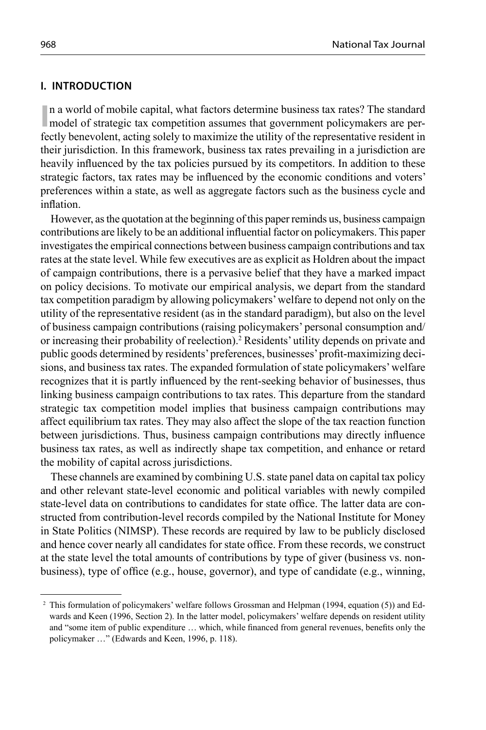## I. INTRODUCTION

In a world of mobile capital, what factors determine business tax rates? The standard model of strategic tax competition assumes that government policymakers are perfectly benevolent, acting solely to maximize the utility of the representative resident in their jurisdiction. In this framework, business tax rates prevailing in a jurisdiction are heavily influenced by the tax policies pursued by its competitors. In addition to these strategic factors, tax rates may be influenced by the economic conditions and voters' preferences within a state, as well as aggregate factors such as the business cycle and inflation.

However, as the quotation at the beginning of this paper reminds us, business campaign contributions are likely to be an additional influential factor on policymakers. This paper investigates the empirical connections between business campaign contributions and tax rates at the state level. While few executives are as explicit as Holdren about the impact of campaign contributions, there is a pervasive belief that they have a marked impact on policy decisions. To motivate our empirical analysis, we depart from the standard tax competition paradigm by allowing policymakers' welfare to depend not only on the utility of the representative resident (as in the standard paradigm), but also on the level of business campaign contributions (raising policymakers' personal consumption and/or increasing their probability of reelection).[2] Residents' utility depends on private and public goods determined by residents' preferences, businesses' profit-maximizing decisions, and business tax rates. The expanded formulation of state policymakers' welfare recognizes that it is partly influenced by the rent-seeking behavior of businesses, thus linking business campaign contributions to tax rates. This departure from the standard strategic tax competition model implies that business campaign contributions may affect equilibrium tax rates. They may also affect the slope of the tax reaction function between jurisdictions. Thus, business campaign contributions may directly influence business tax rates, as well as indirectly shape tax competition, and enhance or retard the mobility of capital across jurisdictions.

These channels are examined by combining U.S. state panel data on capital tax policy and other relevant state-level economic and political variables with newly compiled state-level data on contributions to candidates for state office. The latter data are constructed from contribution-level records compiled by the National Institute for Money in State Politics (NIMSP). These records are required by law to be publicly disclosed and hence cover nearly all candidates for state office. From these records, we construct at the state level the total amounts of contributions by type of giver (business vs. non-business), type of office (e.g., house, governor), and type of candidate (e.g., winning,

[2] This formulation of policymakers' welfare follows Grossman and Helpman (1994, equation (5)) and Edwards and Keen (1996, Section 2). In the latter model, policymakers' welfare depends on resident utility and "some item of public expenditure … which, while financed from general revenues, benefits only the policymaker …" (Edwards and Keen, 1996, p. 118).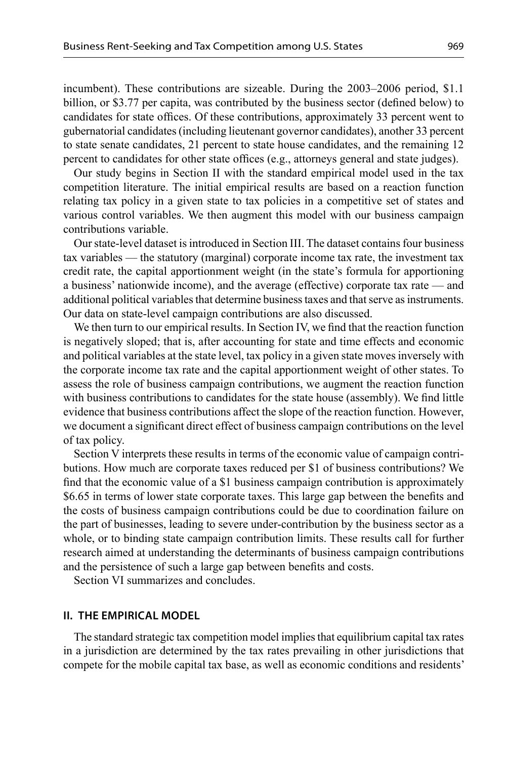incumbent). These contributions are sizeable. During the 2003–2006 period, $1.1 billion, or $3.77 per capita, was contributed by the business sector (defined below) to candidates for state offices. Of these contributions, approximately 33 percent went to gubernatorial candidates (including lieutenant governor candidates), another 33 percent to state senate candidates, 21 percent to state house candidates, and the remaining 12 percent to candidates for other state offices (e.g., attorneys general and state judges).

Our study begins in Section II with the standard empirical model used in the tax competition literature. The initial empirical results are based on a reaction function relating tax policy in a given state to tax policies in a competitive set of states and various control variables. We then augment this model with our business campaign contributions variable.

Our state-level dataset is introduced in Section III. The dataset contains four business tax variables — the statutory (marginal) corporate income tax rate, the investment tax credit rate, the capital apportionment weight (in the state's formula for apportioning a business' nationwide income), and the average (effective) corporate tax rate — and additional political variables that determine business taxes and that serve as instruments. Our data on state-level campaign contributions are also discussed.

We then turn to our empirical results. In Section IV, we find that the reaction function is negatively sloped; that is, after accounting for state and time effects and economic and political variables at the state level, tax policy in a given state moves inversely with the corporate income tax rate and the capital apportionment weight of other states. To assess the role of business campaign contributions, we augment the reaction function with business contributions to candidates for the state house (assembly). We find little evidence that business contributions affect the slope of the reaction function. However, we document a significant direct effect of business campaign contributions on the level of tax policy.

Section V interprets these results in terms of the economic value of campaign contributions. How much are corporate taxes reduced per $1 of business contributions? We find that the economic value of a $1 business campaign contribution is approximately $6.65 in terms of lower state corporate taxes. This large gap between the benefits and the costs of business campaign contributions could be due to coordination failure on the part of businesses, leading to severe under-contribution by the business sector as a whole, or to binding state campaign contribution limits. These results call for further research aimed at understanding the determinants of business campaign contributions and the persistence of such a large gap between benefits and costs.

Section VI summarizes and concludes.

## II. THE EMPIRICAL MODEL

The standard strategic tax competition model implies that equilibrium capital tax rates in a jurisdiction are determined by the tax rates prevailing in other jurisdictions that compete for the mobile capital tax base, as well as economic conditions and residents'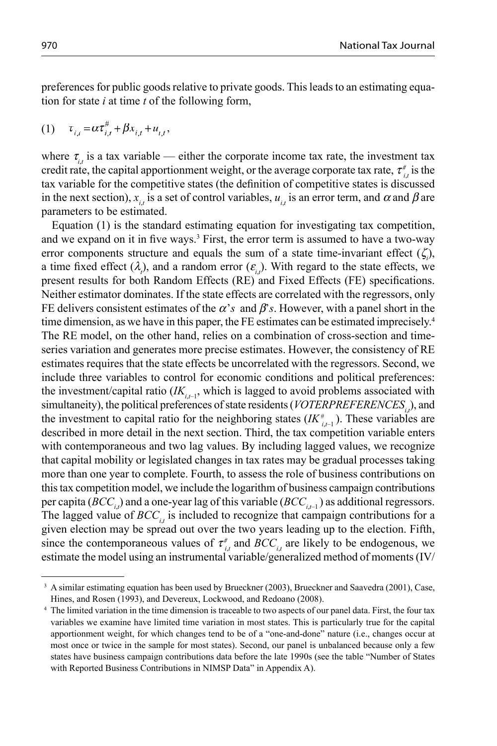preferences for public goods relative to private goods. This leads to an estimating equation for state $i$ at time $t$ of the following form,

$$(1) \quad \tau_{i,t} = \alpha \tau^{\#}_{i,t} + \beta x_{i,t} + u_{t,t},$$

where $\tau_{i,t}$ is a tax variable — either the corporate income tax rate, the investment tax credit rate, the capital apportionment weight, or the average corporate tax rate, $\tau^{\#}_{i,t}$ is the tax variable for the competitive states (the definition of competitive states is discussed in the next section), $x_{i,t}$ is a set of control variables, $u_{i,t}$ is an error term, and $\alpha$ and $\beta$ are parameters to be estimated.

Equation (1) is the standard estimating equation for investigating tax competition, and we expand on it in five ways.[3] First, the error term is assumed to have a two-way error components structure and equals the sum of a state time-invariant effect ($\zeta_i$), a time fixed effect ($\lambda_t$), and a random error ($\varepsilon_{i,t}$). With regard to the state effects, we present results for both Random Effects (RE) and Fixed Effects (FE) specifications. Neither estimator dominates. If the state effects are correlated with the regressors, only FE delivers consistent estimates of the $\alpha$'s and $\beta$'s. However, with a panel short in the time dimension, as we have in this paper, the FE estimates can be estimated imprecisely.[4] The RE model, on the other hand, relies on a combination of cross-section and time-series variation and generates more precise estimates. However, the consistency of RE estimates requires that the state effects be uncorrelated with the regressors. Second, we include three variables to control for economic conditions and political preferences: the investment/capital ratio ($IK_{i,t-1}$, which is lagged to avoid problems associated with simultaneity), the political preferences of state residents ($VOTERPREFERENCES_{i,t}$), and the investment to capital ratio for the neighboring states ($IK^{\#}_{i,t-1}$). These variables are described in more detail in the next section. Third, the tax competition variable enters with contemporaneous and two lag values. By including lagged values, we recognize that capital mobility or legislated changes in tax rates may be gradual processes taking more than one year to complete. Fourth, to assess the role of business contributions on this tax competition model, we include the logarithm of business campaign contributions per capita ($BCC_{i,t}$) and a one-year lag of this variable ($BCC_{i,t-1}$) as additional regressors. The lagged value of $BCC_{i,t}$ is included to recognize that campaign contributions for a given election may be spread out over the two years leading up to the election. Fifth, since the contemporaneous values of $\tau^{\#}_{i,t}$ and $BCC_{i,t}$ are likely to be endogenous, we estimate the model using an instrumental variable/generalized method of moments (IV/

[3] A similar estimating equation has been used by Brueckner (2003), Brueckner and Saavedra (2001), Case, Hines, and Rosen (1993), and Devereux, Lockwood, and Redoano (2008).

[4] The limited variation in the time dimension is traceable to two aspects of our panel data. First, the four tax variables we examine have limited time variation in most states. This is particularly true for the capital apportionment weight, for which changes tend to be of a "one-and-done" nature (i.e., changes occur at most once or twice in the sample for most states). Second, our panel is unbalanced because only a few states have business campaign contributions data before the late 1990s (see the table "Number of States with Reported Business Contributions in NIMSP Data" in Appendix A).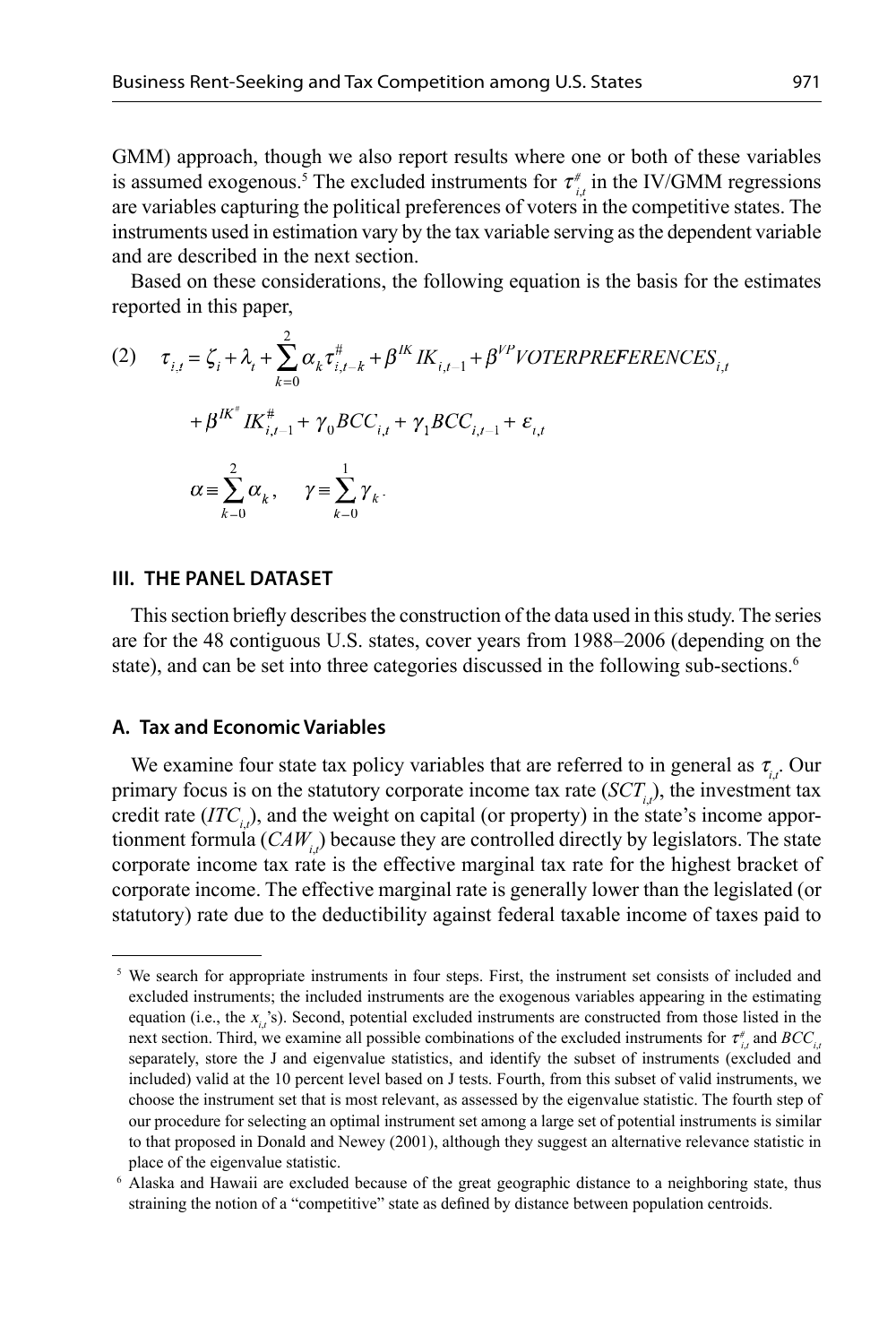GMM) approach, though we also report results where one or both of these variables is assumed exogenous.[5] The excluded instruments for $\tau^{\#}_{i,t}$ in the IV/GMM regressions are variables capturing the political preferences of voters in the competitive states. The instruments used in estimation vary by the tax variable serving as the dependent variable and are described in the next section.

Based on these considerations, the following equation is the basis for the estimates reported in this paper,

$$
\begin{aligned}
(2) \quad \tau_{i,t} = \zeta_i + \lambda_t + \sum_{k=0}^{2} \alpha_k \tau^{\#}_{i,t-k} + \beta^{IK} IK_{i,t-1} + \beta^{VP} VOTERPREFERENCES_{i,t} \\
+ \beta^{IK^{\#}} IK^{\#}_{i,t-1} + \gamma_0 BCC_{i,t} + \gamma_1 BCC_{i,t-1} + \varepsilon_{i,t} \\
\alpha \equiv \sum_{k-0}^{2} \alpha_k, \quad \gamma \equiv \sum_{k-0}^{1} \gamma_k .
\end{aligned}
$$

## III. THE PANEL DATASET

This section briefly describes the construction of the data used in this study. The series are for the 48 contiguous U.S. states, cover years from 1988–2006 (depending on the state), and can be set into three categories discussed in the following sub-sections.[6]

### A. Tax and Economic Variables

We examine four state tax policy variables that are referred to in general as $\tau_{i,t}$. Our primary focus is on the statutory corporate income tax rate ($SCT_{i,t}$), the investment tax credit rate ($ITC_{i,t}$), and the weight on capital (or property) in the state's income apportionment formula ($CAW_{i,t}$) because they are controlled directly by legislators. The state corporate income tax rate is the effective marginal tax rate for the highest bracket of corporate income. The effective marginal rate is generally lower than the legislated (or statutory) rate due to the deductibility against federal taxable income of taxes paid to

---

[5] We search for appropriate instruments in four steps. First, the instrument set consists of included and excluded instruments; the included instruments are the exogenous variables appearing in the estimating equation (i.e., the $x_{i,t}$'s). Second, potential excluded instruments are constructed from those listed in the next section. Third, we examine all possible combinations of the excluded instruments for $\tau^{\#}_{i,t}$ and $BCC_{i,t}$ separately, store the J and eigenvalue statistics, and identify the subset of instruments (excluded and included) valid at the 10 percent level based on J tests. Fourth, from this subset of valid instruments, we choose the instrument set that is most relevant, as assessed by the eigenvalue statistic. The fourth step of our procedure for selecting an optimal instrument set among a large set of potential instruments is similar to that proposed in Donald and Newey (2001), although they suggest an alternative relevance statistic in place of the eigenvalue statistic.

[6] Alaska and Hawaii are excluded because of the great geographic distance to a neighboring state, thus straining the notion of a "competitive" state as defined by distance between population centroids.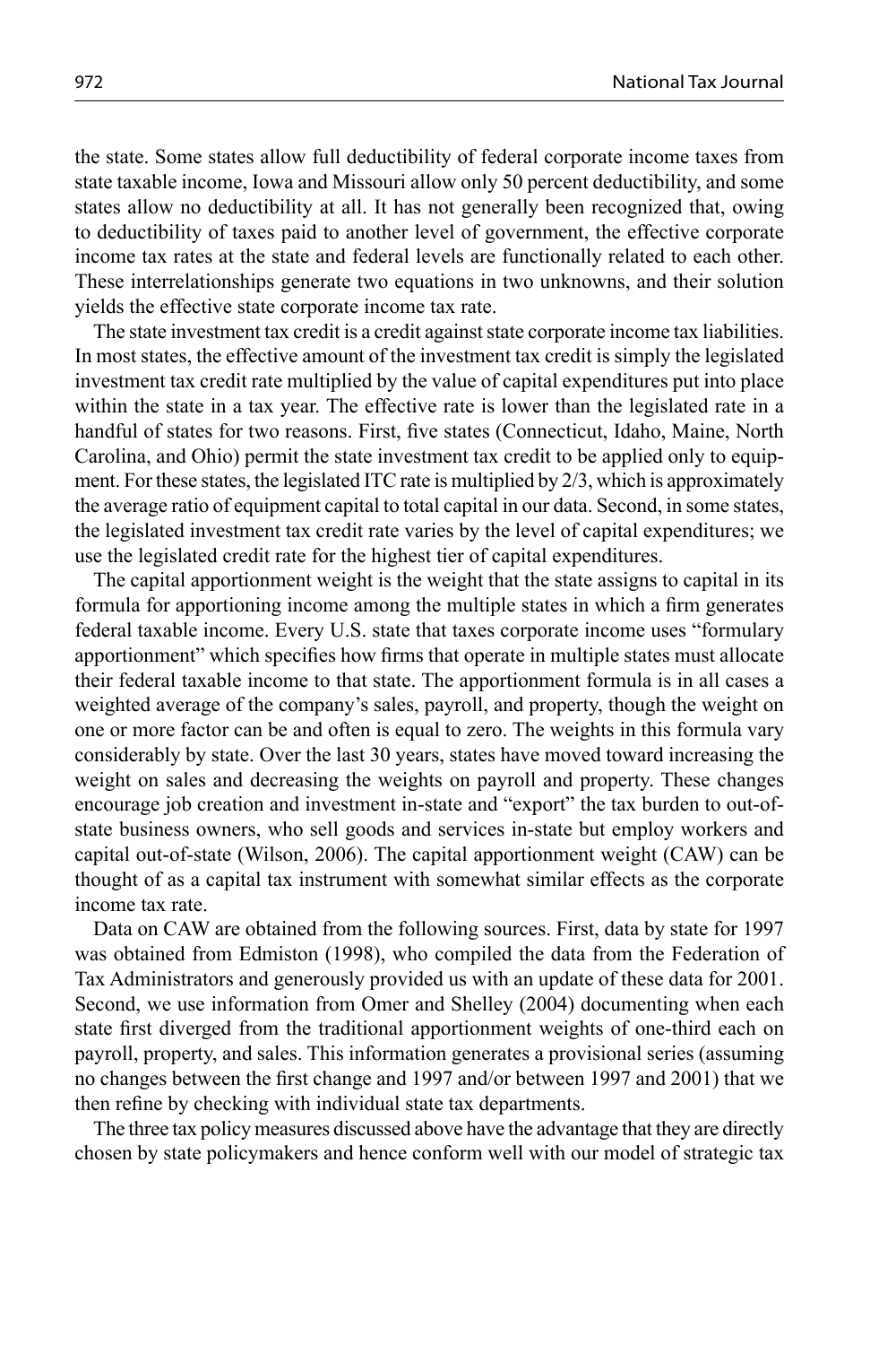the state. Some states allow full deductibility of federal corporate income taxes from state taxable income, Iowa and Missouri allow only 50 percent deductibility, and some states allow no deductibility at all. It has not generally been recognized that, owing to deductibility of taxes paid to another level of government, the effective corporate income tax rates at the state and federal levels are functionally related to each other. These interrelationships generate two equations in two unknowns, and their solution yields the effective state corporate income tax rate.

The state investment tax credit is a credit against state corporate income tax liabilities. In most states, the effective amount of the investment tax credit is simply the legislated investment tax credit rate multiplied by the value of capital expenditures put into place within the state in a tax year. The effective rate is lower than the legislated rate in a handful of states for two reasons. First, five states (Connecticut, Idaho, Maine, North Carolina, and Ohio) permit the state investment tax credit to be applied only to equipment. For these states, the legislated ITC rate is multiplied by 2/3, which is approximately the average ratio of equipment capital to total capital in our data. Second, in some states, the legislated investment tax credit rate varies by the level of capital expenditures; we use the legislated credit rate for the highest tier of capital expenditures.

The capital apportionment weight is the weight that the state assigns to capital in its formula for apportioning income among the multiple states in which a firm generates federal taxable income. Every U.S. state that taxes corporate income uses "formulary apportionment" which specifies how firms that operate in multiple states must allocate their federal taxable income to that state. The apportionment formula is in all cases a weighted average of the company's sales, payroll, and property, though the weight on one or more factor can be and often is equal to zero. The weights in this formula vary considerably by state. Over the last 30 years, states have moved toward increasing the weight on sales and decreasing the weights on payroll and property. These changes encourage job creation and investment in-state and "export" the tax burden to out-of-state business owners, who sell goods and services in-state but employ workers and capital out-of-state (Wilson, 2006). The capital apportionment weight (CAW) can be thought of as a capital tax instrument with somewhat similar effects as the corporate income tax rate.

Data on CAW are obtained from the following sources. First, data by state for 1997 was obtained from Edmiston (1998), who compiled the data from the Federation of Tax Administrators and generously provided us with an update of these data for 2001. Second, we use information from Omer and Shelley (2004) documenting when each state first diverged from the traditional apportionment weights of one-third each on payroll, property, and sales. This information generates a provisional series (assuming no changes between the first change and 1997 and/or between 1997 and 2001) that we then refine by checking with individual state tax departments.

The three tax policy measures discussed above have the advantage that they are directly chosen by state policymakers and hence conform well with our model of strategic tax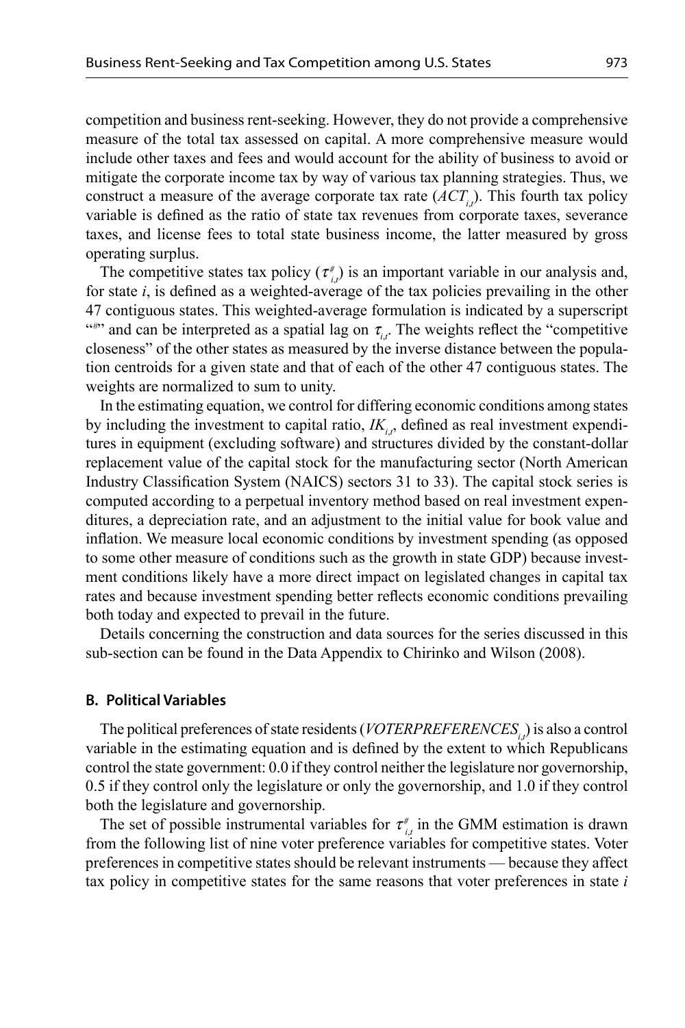competition and business rent-seeking. However, they do not provide a comprehensive measure of the total tax assessed on capital. A more comprehensive measure would include other taxes and fees and would account for the ability of business to avoid or mitigate the corporate income tax by way of various tax planning strategies. Thus, we construct a measure of the average corporate tax rate ($ACT_{i,t}$). This fourth tax policy variable is defined as the ratio of state tax revenues from corporate taxes, severance taxes, and license fees to total state business income, the latter measured by gross operating surplus.

The competitive states tax policy ($\tau^{\#}_{i,t}$) is an important variable in our analysis and, for state *i*, is defined as a weighted-average of the tax policies prevailing in the other 47 contiguous states. This weighted-average formulation is indicated by a superscript "#" and can be interpreted as a spatial lag on $\tau_{i,t}$. The weights reflect the "competitive closeness" of the other states as measured by the inverse distance between the population centroids for a given state and that of each of the other 47 contiguous states. The weights are normalized to sum to unity.

In the estimating equation, we control for differing economic conditions among states by including the investment to capital ratio, $IK_{i,t}$, defined as real investment expenditures in equipment (excluding software) and structures divided by the constant-dollar replacement value of the capital stock for the manufacturing sector (North American Industry Classification System (NAICS) sectors 31 to 33). The capital stock series is computed according to a perpetual inventory method based on real investment expenditures, a depreciation rate, and an adjustment to the initial value for book value and inflation. We measure local economic conditions by investment spending (as opposed to some other measure of conditions such as the growth in state GDP) because investment conditions likely have a more direct impact on legislated changes in capital tax rates and because investment spending better reflects economic conditions prevailing both today and expected to prevail in the future.

Details concerning the construction and data sources for the series discussed in this sub-section can be found in the Data Appendix to Chirinko and Wilson (2008).

### B. Political Variables

The political preferences of state residents ($VOTERPREFERENCES_{i,t}$) is also a control variable in the estimating equation and is defined by the extent to which Republicans control the state government: 0.0 if they control neither the legislature nor governorship, 0.5 if they control only the legislature or only the governorship, and 1.0 if they control both the legislature and governorship.

The set of possible instrumental variables for $\tau^{\#}_{i,t}$ in the GMM estimation is drawn from the following list of nine voter preference variables for competitive states. Voter preferences in competitive states should be relevant instruments — because they affect tax policy in competitive states for the same reasons that voter preferences in state *i*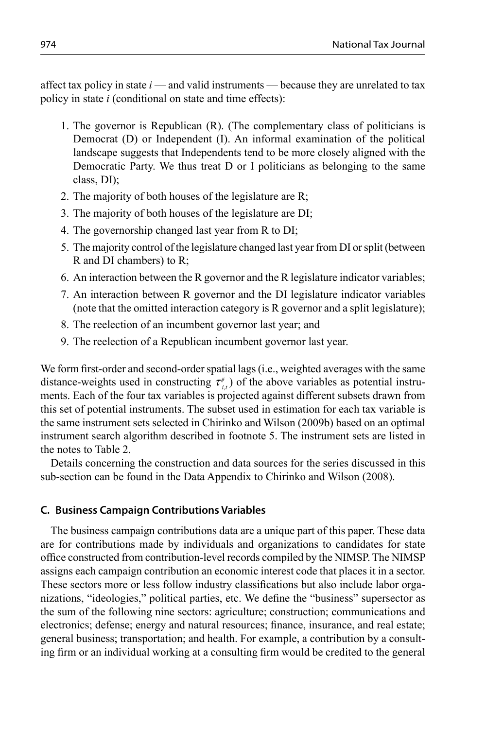affect tax policy in state $i$ — and valid instruments — because they are unrelated to tax policy in state $i$ (conditional on state and time effects):

1. The governor is Republican (R). (The complementary class of politicians is Democrat (D) or Independent (I). An informal examination of the political landscape suggests that Independents tend to be more closely aligned with the Democratic Party. We thus treat D or I politicians as belonging to the same class, DI);
2. The majority of both houses of the legislature are R;
3. The majority of both houses of the legislature are DI;
4. The governorship changed last year from R to DI;
5. The majority control of the legislature changed last year from DI or split (between R and DI chambers) to R;
6. An interaction between the R governor and the R legislature indicator variables;
7. An interaction between R governor and the DI legislature indicator variables (note that the omitted interaction category is R governor and a split legislature);
8. The reelection of an incumbent governor last year; and
9. The reelection of a Republican incumbent governor last year.

We form first-order and second-order spatial lags (i.e., weighted averages with the same distance-weights used in constructing $\tau^{\#}_{i,t}$) of the above variables as potential instruments. Each of the four tax variables is projected against different subsets drawn from this set of potential instruments. The subset used in estimation for each tax variable is the same instrument sets selected in Chirinko and Wilson (2009b) based on an optimal instrument search algorithm described in footnote 5. The instrument sets are listed in the notes to Table 2.

Details concerning the construction and data sources for the series discussed in this sub-section can be found in the Data Appendix to Chirinko and Wilson (2008).

### C. Business Campaign Contributions Variables

The business campaign contributions data are a unique part of this paper. These data are for contributions made by individuals and organizations to candidates for state office constructed from contribution-level records compiled by the NIMSP. The NIMSP assigns each campaign contribution an economic interest code that places it in a sector. These sectors more or less follow industry classifications but also include labor organizations, "ideologies," political parties, etc. We define the "business" supersector as the sum of the following nine sectors: agriculture; construction; communications and electronics; defense; energy and natural resources; finance, insurance, and real estate; general business; transportation; and health. For example, a contribution by a consulting firm or an individual working at a consulting firm would be credited to the general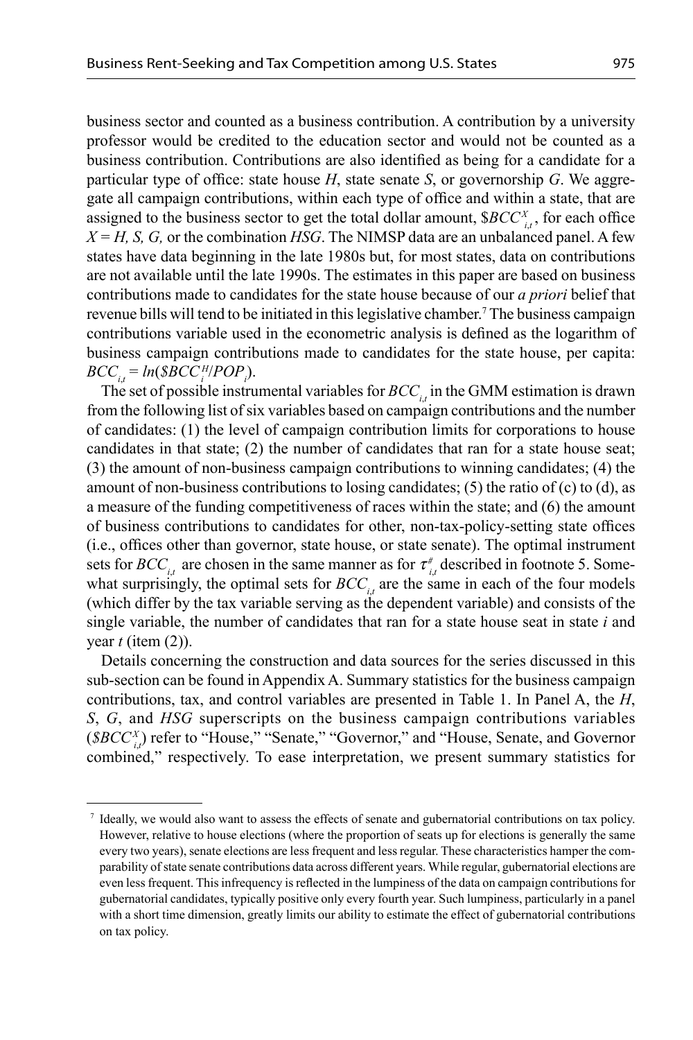business sector and counted as a business contribution. A contribution by a university professor would be credited to the education sector and would not be counted as a business contribution. Contributions are also identified as being for a candidate for a particular type of office: state house *H*, state senate *S*, or governorship *G*. We aggregate all campaign contributions, within each type of office and within a state, that are assigned to the business sector to get the total dollar amount, $\$BCC^{X}_{i,t}$, for each office $X = H, S, G,$ or the combination *HSG*. The NIMSP data are an unbalanced panel. A few states have data beginning in the late 1980s but, for most states, data on contributions are not available until the late 1990s. The estimates in this paper are based on business contributions made to candidates for the state house because of our *a priori* belief that revenue bills will tend to be initiated in this legislative chamber.[7] The business campaign contributions variable used in the econometric analysis is defined as the logarithm of business campaign contributions made to candidates for the state house, per capita: $BCC_{i,t} = ln(\$BCC^{H}_{i}/POP_{i})$.

The set of possible instrumental variables for $BCC_{i,t}$ in the GMM estimation is drawn from the following list of six variables based on campaign contributions and the number of candidates: (1) the level of campaign contribution limits for corporations to house candidates in that state; (2) the number of candidates that ran for a state house seat; (3) the amount of non-business campaign contributions to winning candidates; (4) the amount of non-business contributions to losing candidates; (5) the ratio of (c) to (d), as a measure of the funding competitiveness of races within the state; and (6) the amount of business contributions to candidates for other, non-tax-policy-setting state offices (i.e., offices other than governor, state house, or state senate). The optimal instrument sets for $BCC_{i,t}$ are chosen in the same manner as for $\tau^{\#}_{i,t}$ described in footnote 5. Somewhat surprisingly, the optimal sets for $BCC_{i,t}$ are the same in each of the four models (which differ by the tax variable serving as the dependent variable) and consists of the single variable, the number of candidates that ran for a state house seat in state *i* and year *t* (item (2)).

Details concerning the construction and data sources for the series discussed in this sub-section can be found in Appendix A. Summary statistics for the business campaign contributions, tax, and control variables are presented in Table 1. In Panel A, the *H*, *S*, *G*, and *HSG* superscripts on the business campaign contributions variables ($\$BCC^{X}_{i,t}$) refer to "House," "Senate," "Governor," and "House, Senate, and Governor combined," respectively. To ease interpretation, we present summary statistics for

[7] Ideally, we would also want to assess the effects of senate and gubernatorial contributions on tax policy. However, relative to house elections (where the proportion of seats up for elections is generally the same every two years), senate elections are less frequent and less regular. These characteristics hamper the comparability of state senate contributions data across different years. While regular, gubernatorial elections are even less frequent. This infrequency is reflected in the lumpiness of the data on campaign contributions for gubernatorial candidates, typically positive only every fourth year. Such lumpiness, particularly in a panel with a short time dimension, greatly limits our ability to estimate the effect of gubernatorial contributions on tax policy.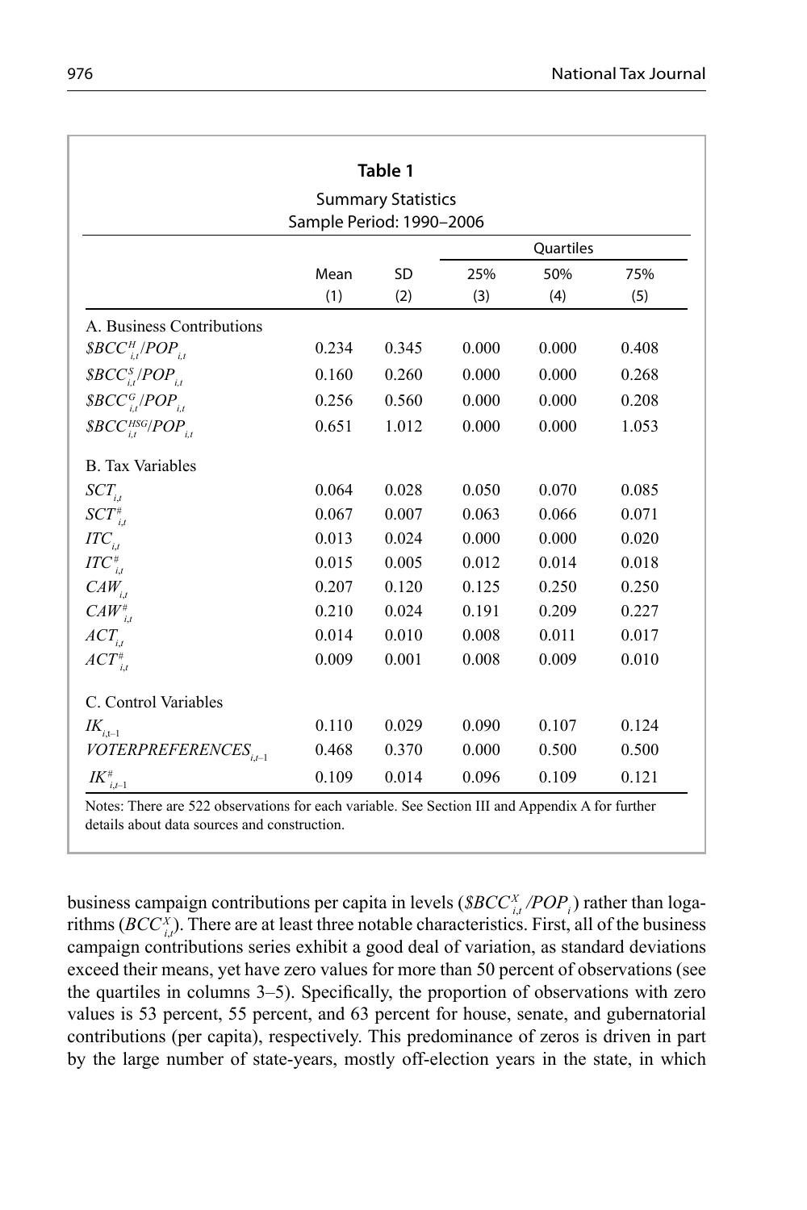**Table 1**

Summary Statistics

Sample Period: 1990–2006

| | Mean | SD | Quartiles | | |
|---|---|---|---|---|---|
| | | | 25% | 50% | 75% |
| | (1) | (2) | (3) | (4) | (5) |
| A. Business Contributions | | | | | |
| $\$BCC^{H}_{i,t}/POP_{i,t}$ | 0.234 | 0.345 | 0.000 | 0.000 | 0.408 |
| $\$BCC^{S}_{i,t}/POP_{i,t}$ | 0.160 | 0.260 | 0.000 | 0.000 | 0.268 |
| $\$BCC^{G}_{i,t}/POP_{i,t}$ | 0.256 | 0.560 | 0.000 | 0.000 | 0.208 |
| $\$BCC^{HSG}_{i,t}/POP_{i,t}$ | 0.651 | 1.012 | 0.000 | 0.000 | 1.053 |
| B. Tax Variables | | | | | |
| $SCT_{i,t}$ | 0.064 | 0.028 | 0.050 | 0.070 | 0.085 |
| $SCT^{\#}_{i,t}$ | 0.067 | 0.007 | 0.063 | 0.066 | 0.071 |
| $ITC_{i,t}$ | 0.013 | 0.024 | 0.000 | 0.000 | 0.020 |
| $ITC^{\#}_{i,t}$ | 0.015 | 0.005 | 0.012 | 0.014 | 0.018 |
| $CAW_{i,t}$ | 0.207 | 0.120 | 0.125 | 0.250 | 0.250 |
| $CAW^{\#}_{i,t}$ | 0.210 | 0.024 | 0.191 | 0.209 | 0.227 |
| $ACT_{i,t}$ | 0.014 | 0.010 | 0.008 | 0.011 | 0.017 |
| $ACT^{\#}_{i,t}$ | 0.009 | 0.001 | 0.008 | 0.009 | 0.010 |
| C. Control Variables | | | | | |
| $IK_{i,t-1}$ | 0.110 | 0.029 | 0.090 | 0.107 | 0.124 |
| $VOTERPREFERENCES_{i,t-1}$ | 0.468 | 0.370 | 0.000 | 0.500 | 0.500 |
| $IK^{\#}_{i,t-1}$ | 0.109 | 0.014 | 0.096 | 0.109 | 0.121 |

Notes: There are 522 observations for each variable. See Section III and Appendix A for further details about data sources and construction.

business campaign contributions per capita in levels ($\$BCC^{X}_{i,t}/POP_{i}$) rather than logarithms ($BCC^{X}_{i,t}$). There are at least three notable characteristics. First, all of the business campaign contributions series exhibit a good deal of variation, as standard deviations exceed their means, yet have zero values for more than 50 percent of observations (see the quartiles in columns 3–5). Specifically, the proportion of observations with zero values is 53 percent, 55 percent, and 63 percent for house, senate, and gubernatorial contributions (per capita), respectively. This predominance of zeros is driven in part by the large number of state-years, mostly off-election years in the state, in which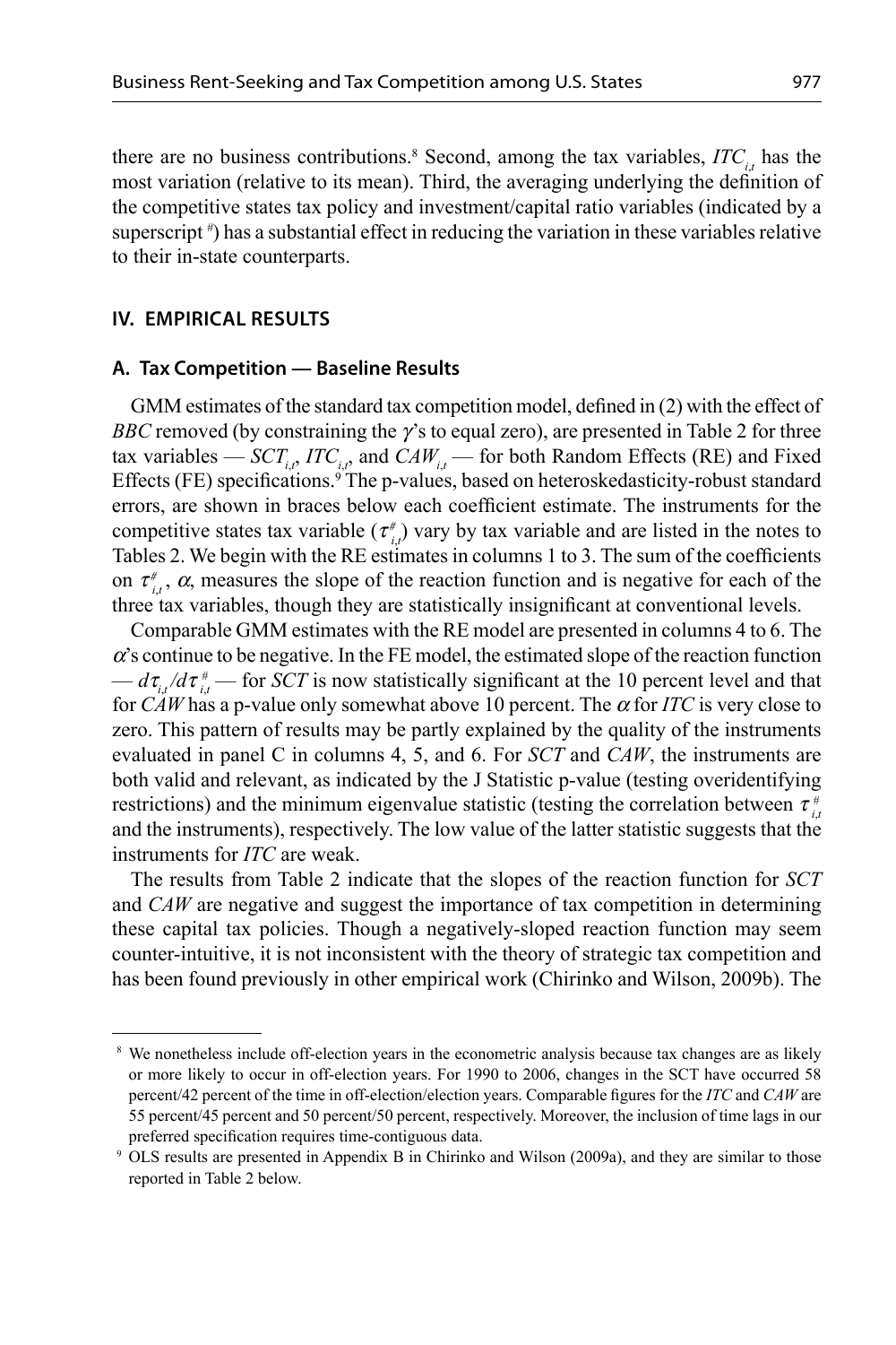there are no business contributions.[8] Second, among the tax variables, $ITC_{i,t}$ has the most variation (relative to its mean). Third, the averaging underlying the definition of the competitive states tax policy and investment/capital ratio variables (indicated by a superscript $^{\#}$) has a substantial effect in reducing the variation in these variables relative to their in-state counterparts.

## IV. EMPIRICAL RESULTS

### A. Tax Competition — Baseline Results

GMM estimates of the standard tax competition model, defined in (2) with the effect of *BBC* removed (by constraining the $\gamma$'s to equal zero), are presented in Table 2 for three tax variables — $SCT_{i,t}$, $ITC_{i,t}$, and $CAW_{i,t}$ — for both Random Effects (RE) and Fixed Effects (FE) specifications.[9] The p-values, based on heteroskedasticity-robust standard errors, are shown in braces below each coefficient estimate. The instruments for the competitive states tax variable ($\tau^{\#}_{i,t}$) vary by tax variable and are listed in the notes to Tables 2. We begin with the RE estimates in columns 1 to 3. The sum of the coefficients on $\tau^{\#}_{i,t}$, $\alpha$, measures the slope of the reaction function and is negative for each of the three tax variables, though they are statistically insignificant at conventional levels.

Comparable GMM estimates with the RE model are presented in columns 4 to 6. The $\alpha$'s continue to be negative. In the FE model, the estimated slope of the reaction function — $d\tau_{i,t}/d\tau^{\#}_{i,t}$ — for *SCT* is now statistically significant at the 10 percent level and that for *CAW* has a p-value only somewhat above 10 percent. The $\alpha$ for *ITC* is very close to zero. This pattern of results may be partly explained by the quality of the instruments evaluated in panel C in columns 4, 5, and 6. For *SCT* and *CAW*, the instruments are both valid and relevant, as indicated by the J Statistic p-value (testing overidentifying restrictions) and the minimum eigenvalue statistic (testing the correlation between $\tau^{\#}_{i,t}$ and the instruments), respectively. The low value of the latter statistic suggests that the instruments for *ITC* are weak.

The results from Table 2 indicate that the slopes of the reaction function for *SCT* and *CAW* are negative and suggest the importance of tax competition in determining these capital tax policies. Though a negatively-sloped reaction function may seem counter-intuitive, it is not inconsistent with the theory of strategic tax competition and has been found previously in other empirical work (Chirinko and Wilson, 2009b). The

---

[8] We nonetheless include off-election years in the econometric analysis because tax changes are as likely or more likely to occur in off-election years. For 1990 to 2006, changes in the SCT have occurred 58 percent/42 percent of the time in off-election/election years. Comparable figures for the *ITC* and *CAW* are 55 percent/45 percent and 50 percent/50 percent, respectively. Moreover, the inclusion of time lags in our preferred specification requires time-contiguous data.

[9] OLS results are presented in Appendix B in Chirinko and Wilson (2009a), and they are similar to those reported in Table 2 below.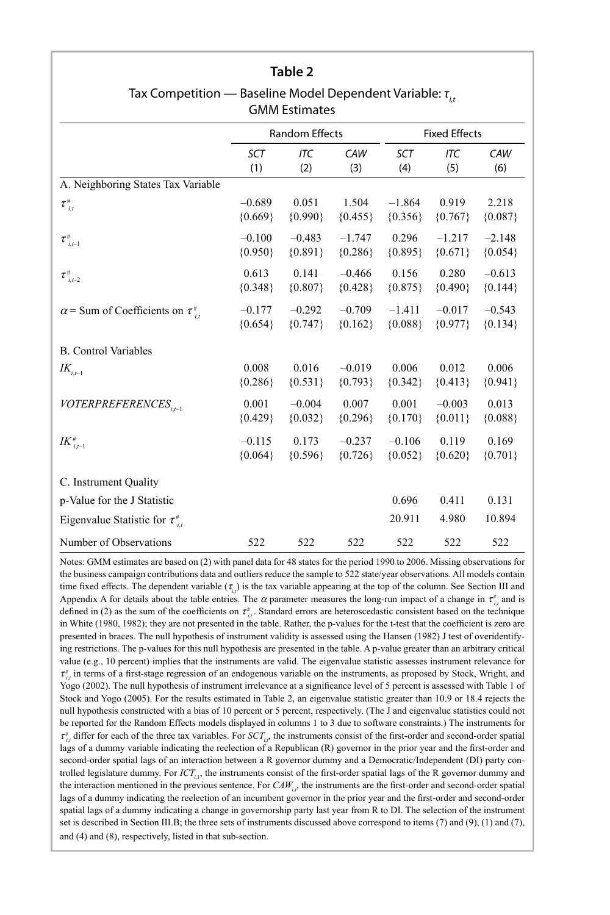## Table 2

Tax Competition — Baseline Model Dependent Variable: $\tau_{i,t}$

GMM Estimates

| | Random Effects | | | Fixed Effects | | |
|---|---|---|---|---|---|---|
| | *SCT* (1) | *ITC* (2) | *CAW* (3) | *SCT* (4) | *ITC* (5) | *CAW* (6) |
| A. Neighboring States Tax Variable | | | | | | |
| $\tau^{\#}_{i,t}$ | –0.689 {0.669} | 0.051 {0.990} | 1.504 {0.455} | –1.864 {0.356} | 0.919 {0.767} | 2.218 {0.087} |
| $\tau^{\#}_{i,t-1}$ | –0.100 {0.950} | –0.483 {0.891} | –1.747 {0.286} | 0.296 {0.895} | –1.217 {0.671} | –2.148 {0.054} |
| $\tau^{\#}_{i,t-2}$ | 0.613 {0.348} | 0.141 {0.807} | –0.466 {0.428} | 0.156 {0.875} | 0.280 {0.490} | –0.613 {0.144} |
| $\alpha$ = Sum of Coefficients on $\tau^{\#}_{i,t}$ | –0.177 {0.654} | –0.292 {0.747} | –0.709 {0.162} | –1.411 {0.088} | –0.017 {0.977} | –0.543 {0.134} |
| B. Control Variables | | | | | | |
| $IK_{i,t-1}$ | 0.008 {0.286} | 0.016 {0.531} | –0.019 {0.793} | 0.006 {0.342} | 0.012 {0.413} | 0.006 {0.941} |
| $VOTERPREFERENCES_{i,t-1}$ | 0.001 {0.429} | –0.004 {0.032} | 0.007 {0.296} | 0.001 {0.170} | –0.003 {0.011} | 0.013 {0.088} |
| $IK^{\#}_{i,t-1}$ | –0.115 {0.064} | 0.173 {0.596} | –0.237 {0.726} | –0.106 {0.052} | 0.119 {0.620} | 0.169 {0.701} |
| C. Instrument Quality | | | | | | |
| p-Value for the J Statistic | | | | 0.696 | 0.411 | 0.131 |
| Eigenvalue Statistic for $\tau^{\#}_{i,t}$ | | | | 20.911 | 4.980 | 10.894 |
| Number of Observations | 522 | 522 | 522 | 522 | 522 | 522 |

Notes: GMM estimates are based on (2) with panel data for 48 states for the period 1990 to 2006. Missing observations for the business campaign contributions data and outliers reduce the sample to 522 state/year observations. All models contain time fixed effects. The dependent variable ($\tau_{i,t}$) is the tax variable appearing at the top of the column. See Section III and Appendix A for details about the table entries. The $\alpha$ parameter measures the long-run impact of a change in $\tau^{\#}_{i,t}$ and is defined in (2) as the sum of the coefficients on $\tau^{\#}_{i,t}$. Standard errors are heteroscedastic consistent based on the technique in White (1980, 1982); they are not presented in the table. Rather, the p-values for the t-test that the coefficient is zero are presented in braces. The null hypothesis of instrument validity is assessed using the Hansen (1982) J test of overidentifying restrictions. The p-values for this null hypothesis are presented in the table. A p-value greater than an arbitrary critical value (e.g., 10 percent) implies that the instruments are valid. The eigenvalue statistic assesses instrument relevance for $\tau^{\#}_{i,t}$ in terms of a first-stage regression of an endogenous variable on the instruments, as proposed by Stock, Wright, and Yogo (2002). The null hypothesis of instrument irrelevance at a significance level of 5 percent is assessed with Table 1 of Stock and Yogo (2005). For the results estimated in Table 2, an eigenvalue statistic greater than 10.9 or 18.4 rejects the null hypothesis constructed with a bias of 10 percent or 5 percent, respectively. (The J and eigenvalue statistics could not be reported for the Random Effects models displayed in columns 1 to 3 due to software constraints.) The instruments for $\tau^{\#}_{i,t}$ differ for each of the three tax variables. For $SCT_{i,t}$, the instruments consist of the first-order and second-order spatial lags of a dummy variable indicating the reelection of a Republican (R) governor in the prior year and the first-order and second-order spatial lags of an interaction between a R governor dummy and a Democratic/Independent (DI) party controlled legislature dummy. For $ICT_{i,1}$, the instruments consist of the first-order spatial lags of the R governor dummy and the interaction mentioned in the previous sentence. For $CAW_{i,t}$, the instruments are the first-order and second-order spatial lags of a dummy indicating the reelection of an incumbent governor in the prior year and the first-order and second-order spatial lags of a dummy indicating a change in governorship party last year from R to DI. The selection of the instrument set is described in Section III.B; the three sets of instruments discussed above correspond to items (7) and (9), (1) and (7), and (4) and (8), respectively, listed in that sub-section.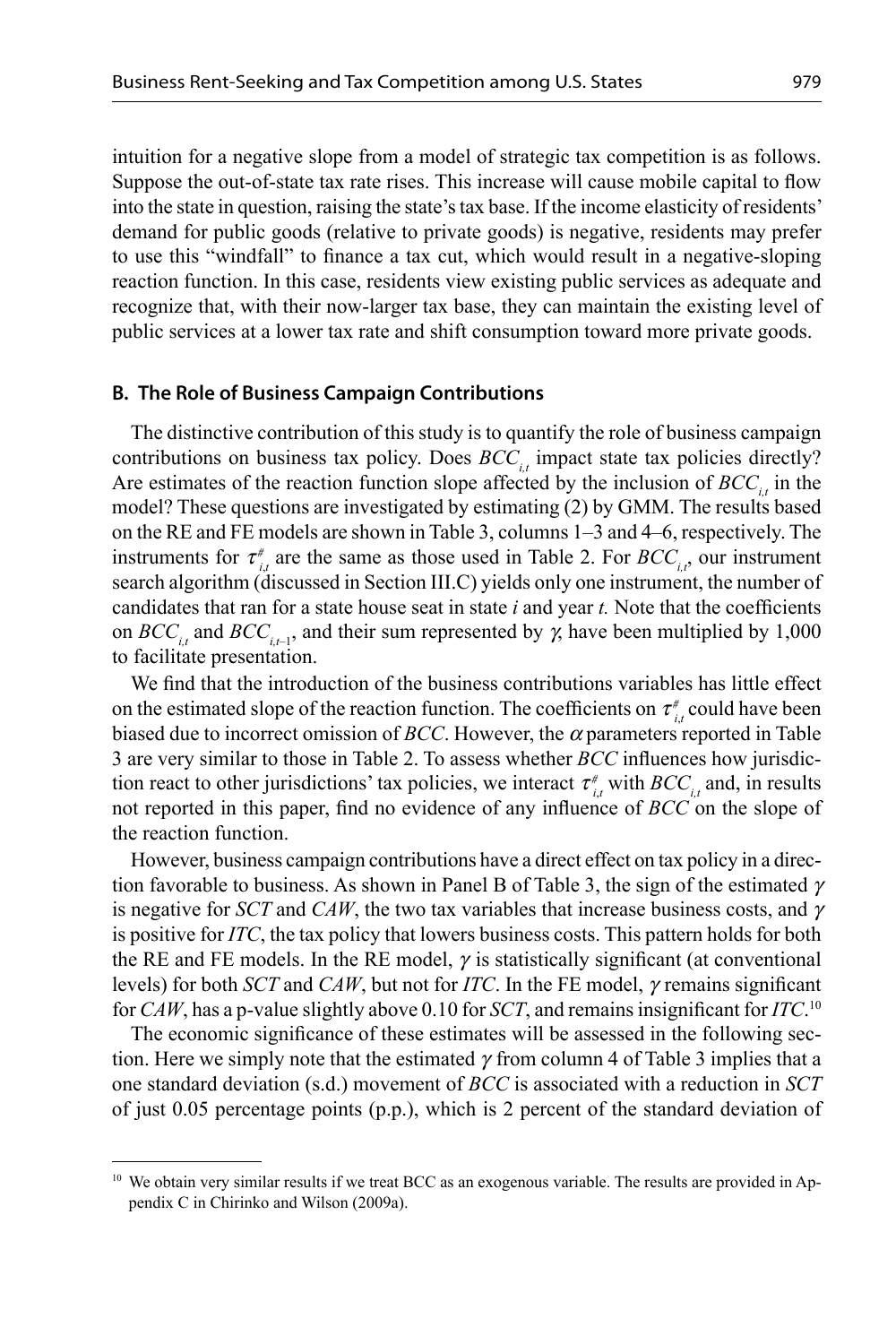intuition for a negative slope from a model of strategic tax competition is as follows. Suppose the out-of-state tax rate rises. This increase will cause mobile capital to flow into the state in question, raising the state's tax base. If the income elasticity of residents' demand for public goods (relative to private goods) is negative, residents may prefer to use this "windfall" to finance a tax cut, which would result in a negative-sloping reaction function. In this case, residents view existing public services as adequate and recognize that, with their now-larger tax base, they can maintain the existing level of public services at a lower tax rate and shift consumption toward more private goods.

### B. The Role of Business Campaign Contributions

The distinctive contribution of this study is to quantify the role of business campaign contributions on business tax policy. Does $BCC_{i,t}$ impact state tax policies directly? Are estimates of the reaction function slope affected by the inclusion of $BCC_{i,t}$ in the model? These questions are investigated by estimating (2) by GMM. The results based on the RE and FE models are shown in Table 3, columns 1–3 and 4–6, respectively. The instruments for $\tau^{\#}_{i,t}$ are the same as those used in Table 2. For $BCC_{i,t}$, our instrument search algorithm (discussed in Section III.C) yields only one instrument, the number of candidates that ran for a state house seat in state $i$ and year $t$. Note that the coefficients on $BCC_{i,t}$ and $BCC_{i,t-1}$, and their sum represented by $\gamma$, have been multiplied by 1,000 to facilitate presentation.

We find that the introduction of the business contributions variables has little effect on the estimated slope of the reaction function. The coefficients on $\tau^{\#}_{i,t}$ could have been biased due to incorrect omission of $BCC$. However, the $\alpha$ parameters reported in Table 3 are very similar to those in Table 2. To assess whether $BCC$ influences how jurisdiction react to other jurisdictions' tax policies, we interact $\tau^{\#}_{i,t}$ with $BCC_{i,t}$ and, in results not reported in this paper, find no evidence of any influence of $BCC$ on the slope of the reaction function.

However, business campaign contributions have a direct effect on tax policy in a direction favorable to business. As shown in Panel B of Table 3, the sign of the estimated $\gamma$ is negative for $SCT$ and $CAW$, the two tax variables that increase business costs, and $\gamma$ is positive for $ITC$, the tax policy that lowers business costs. This pattern holds for both the RE and FE models. In the RE model, $\gamma$ is statistically significant (at conventional levels) for both $SCT$ and $CAW$, but not for $ITC$. In the FE model, $\gamma$ remains significant for $CAW$, has a p-value slightly above 0.10 for $SCT$, and remains insignificant for $ITC$.[10]

The economic significance of these estimates will be assessed in the following section. Here we simply note that the estimated $\gamma$ from column 4 of Table 3 implies that a one standard deviation (s.d.) movement of $BCC$ is associated with a reduction in $SCT$ of just 0.05 percentage points (p.p.), which is 2 percent of the standard deviation of

[10] We obtain very similar results if we treat BCC as an exogenous variable. The results are provided in Appendix C in Chirinko and Wilson (2009a).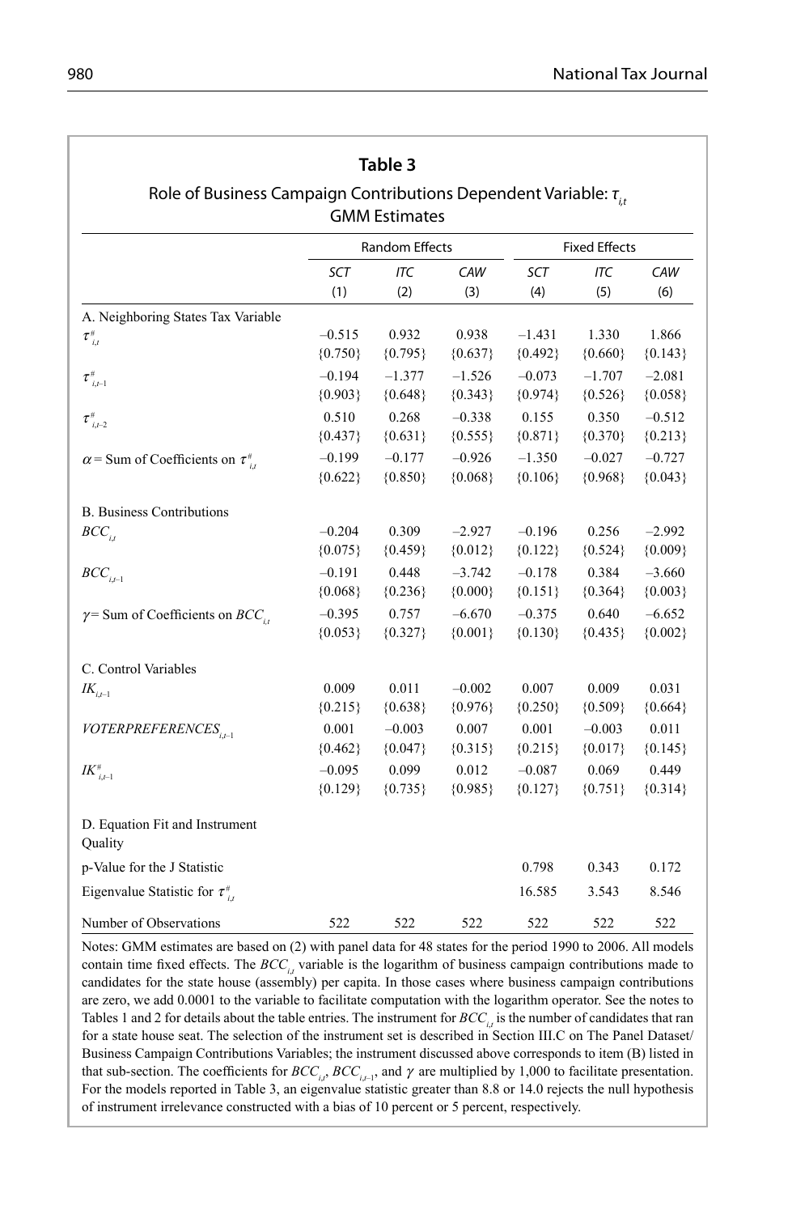**Table 3**

Role of Business Campaign Contributions Dependent Variable: $\tau_{i,t}$

GMM Estimates

| | Random Effects | | | Fixed Effects | | |
|---|---|---|---|---|---|---|
| | *SCT* | *ITC* | *CAW* | *SCT* | *ITC* | *CAW* |
| | (1) | (2) | (3) | (4) | (5) | (6) |
| A. Neighboring States Tax Variable | | | | | | |
| $\tau^{\#}_{i,t}$ | –0.515 | 0.932 | 0.938 | –1.431 | 1.330 | 1.866 |
| | {0.750} | {0.795} | {0.637} | {0.492} | {0.660} | {0.143} |
| $\tau^{\#}_{i,t-1}$ | –0.194 | –1.377 | –1.526 | –0.073 | –1.707 | –2.081 |
| | {0.903} | {0.648} | {0.343} | {0.974} | {0.526} | {0.058} |
| $\tau^{\#}_{i,t-2}$ | 0.510 | 0.268 | –0.338 | 0.155 | 0.350 | –0.512 |
| | {0.437} | {0.631} | {0.555} | {0.871} | {0.370} | {0.213} |
| $\alpha$ = Sum of Coefficients on $\tau^{\#}_{i,t}$ | –0.199 | –0.177 | –0.926 | –1.350 | –0.027 | –0.727 |
| | {0.622} | {0.850} | {0.068} | {0.106} | {0.968} | {0.043} |
| B. Business Contributions | | | | | | |
| $BCC_{i,t}$ | –0.204 | 0.309 | –2.927 | –0.196 | 0.256 | –2.992 |
| | {0.075} | {0.459} | {0.012} | {0.122} | {0.524} | {0.009} |
| $BCC_{i,t-1}$ | –0.191 | 0.448 | –3.742 | –0.178 | 0.384 | –3.660 |
| | {0.068} | {0.236} | {0.000} | {0.151} | {0.364} | {0.003} |
| $\gamma$ = Sum of Coefficients on $BCC_{i,t}$ | –0.395 | 0.757 | –6.670 | –0.375 | 0.640 | –6.652 |
| | {0.053} | {0.327} | {0.001} | {0.130} | {0.435} | {0.002} |
| C. Control Variables | | | | | | |
| $IK_{i,t-1}$ | 0.009 | 0.011 | –0.002 | 0.007 | 0.009 | 0.031 |
| | {0.215} | {0.638} | {0.976} | {0.250} | {0.509} | {0.664} |
| $VOTERPREFERENCES_{i,t-1}$ | 0.001 | –0.003 | 0.007 | 0.001 | –0.003 | 0.011 |
| | {0.462} | {0.047} | {0.315} | {0.215} | {0.017} | {0.145} |
| $IK^{\#}_{i,t-1}$ | –0.095 | 0.099 | 0.012 | –0.087 | 0.069 | 0.449 |
| | {0.129} | {0.735} | {0.985} | {0.127} | {0.751} | {0.314} |
| D. Equation Fit and Instrument Quality | | | | | | |
| p-Value for the J Statistic | | | | 0.798 | 0.343 | 0.172 |
| Eigenvalue Statistic for $\tau^{\#}_{i,t}$ | | | | 16.585 | 3.543 | 8.546 |
| Number of Observations | 522 | 522 | 522 | 522 | 522 | 522 |

Notes: GMM estimates are based on (2) with panel data for 48 states for the period 1990 to 2006. All models contain time fixed effects. The $BCC_{i,t}$ variable is the logarithm of business campaign contributions made to candidates for the state house (assembly) per capita. In those cases where business campaign contributions are zero, we add 0.0001 to the variable to facilitate computation with the logarithm operator. See the notes to Tables 1 and 2 for details about the table entries. The instrument for $BCC_{i,t}$ is the number of candidates that ran for a state house seat. The selection of the instrument set is described in Section III.C on The Panel Dataset/Business Campaign Contributions Variables; the instrument discussed above corresponds to item (B) listed in that sub-section. The coefficients for $BCC_{i,t}$, $BCC_{i,t-1}$, and $\gamma$ are multiplied by 1,000 to facilitate presentation. For the models reported in Table 3, an eigenvalue statistic greater than 8.8 or 14.0 rejects the null hypothesis of instrument irrelevance constructed with a bias of 10 percent or 5 percent, respectively.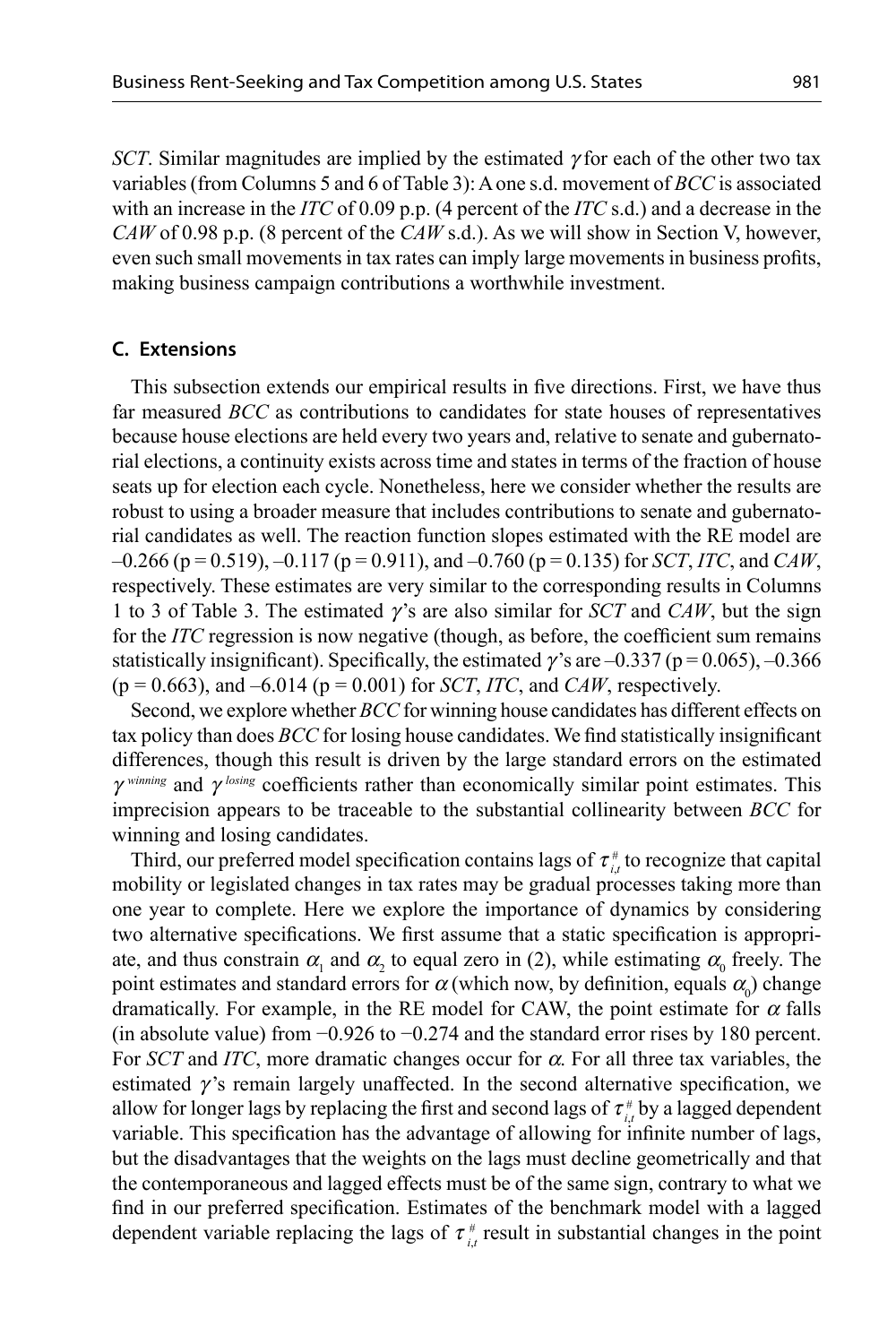*SCT*. Similar magnitudes are implied by the estimated $\gamma$ for each of the other two tax variables (from Columns 5 and 6 of Table 3): A one s.d. movement of *BCC* is associated with an increase in the *ITC* of 0.09 p.p. (4 percent of the *ITC* s.d.) and a decrease in the *CAW* of 0.98 p.p. (8 percent of the *CAW* s.d.). As we will show in Section V, however, even such small movements in tax rates can imply large movements in business profits, making business campaign contributions a worthwhile investment.

### C. Extensions

This subsection extends our empirical results in five directions. First, we have thus far measured *BCC* as contributions to candidates for state houses of representatives because house elections are held every two years and, relative to senate and gubernatorial elections, a continuity exists across time and states in terms of the fraction of house seats up for election each cycle. Nonetheless, here we consider whether the results are robust to using a broader measure that includes contributions to senate and gubernatorial candidates as well. The reaction function slopes estimated with the RE model are –0.266 (p = 0.519), –0.117 (p = 0.911), and –0.760 (p = 0.135) for *SCT*, *ITC*, and *CAW*, respectively. These estimates are very similar to the corresponding results in Columns 1 to 3 of Table 3. The estimated $\gamma$'s are also similar for *SCT* and *CAW*, but the sign for the *ITC* regression is now negative (though, as before, the coefficient sum remains statistically insignificant). Specifically, the estimated $\gamma$'s are –0.337 (p = 0.065), –0.366 (p = 0.663), and –6.014 (p = 0.001) for *SCT*, *ITC*, and *CAW*, respectively.

Second, we explore whether *BCC* for winning house candidates has different effects on tax policy than does *BCC* for losing house candidates. We find statistically insignificant differences, though this result is driven by the large standard errors on the estimated $\gamma^{winning}$ and $\gamma^{losing}$ coefficients rather than economically similar point estimates. This imprecision appears to be traceable to the substantial collinearity between *BCC* for winning and losing candidates.

Third, our preferred model specification contains lags of $\tau^{\#}_{i,t}$ to recognize that capital mobility or legislated changes in tax rates may be gradual processes taking more than one year to complete. Here we explore the importance of dynamics by considering two alternative specifications. We first assume that a static specification is appropriate, and thus constrain $\alpha_1$ and $\alpha_2$ to equal zero in (2), while estimating $\alpha_0$ freely. The point estimates and standard errors for $\alpha$ (which now, by definition, equals $\alpha_0$) change dramatically. For example, in the RE model for CAW, the point estimate for $\alpha$ falls (in absolute value) from −0.926 to −0.274 and the standard error rises by 180 percent. For *SCT* and *ITC*, more dramatic changes occur for $\alpha$. For all three tax variables, the estimated $\gamma$'s remain largely unaffected. In the second alternative specification, we allow for longer lags by replacing the first and second lags of $\tau^{\#}_{i,t}$ by a lagged dependent variable. This specification has the advantage of allowing for infinite number of lags, but the disadvantages that the weights on the lags must decline geometrically and that the contemporaneous and lagged effects must be of the same sign, contrary to what we find in our preferred specification. Estimates of the benchmark model with a lagged dependent variable replacing the lags of $\tau^{\#}_{i,t}$ result in substantial changes in the point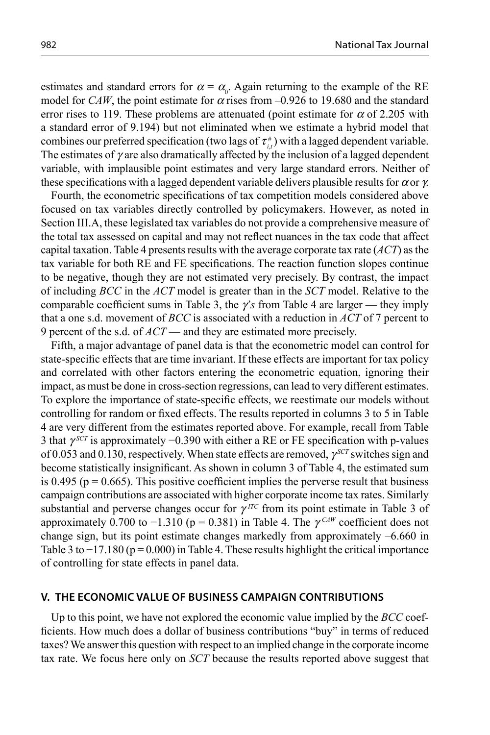estimates and standard errors for $\alpha = \alpha_0$. Again returning to the example of the RE model for *CAW*, the point estimate for $\alpha$ rises from –0.926 to 19.680 and the standard error rises to 119. These problems are attenuated (point estimate for $\alpha$ of 2.205 with a standard error of 9.194) but not eliminated when we estimate a hybrid model that combines our preferred specification (two lags of $\tau^{\#}_{i,t}$) with a lagged dependent variable. The estimates of $\gamma$ are also dramatically affected by the inclusion of a lagged dependent variable, with implausible point estimates and very large standard errors. Neither of these specifications with a lagged dependent variable delivers plausible results for $\alpha$ or $\gamma$.

Fourth, the econometric specifications of tax competition models considered above focused on tax variables directly controlled by policymakers. However, as noted in Section III.A, these legislated tax variables do not provide a comprehensive measure of the total tax assessed on capital and may not reflect nuances in the tax code that affect capital taxation. Table 4 presents results with the average corporate tax rate (*ACT*) as the tax variable for both RE and FE specifications. The reaction function slopes continue to be negative, though they are not estimated very precisely. By contrast, the impact of including *BCC* in the *ACT* model is greater than in the *SCT* model. Relative to the comparable coefficient sums in Table 3, the $\gamma$*'s* from Table 4 are larger — they imply that a one s.d. movement of *BCC* is associated with a reduction in *ACT* of 7 percent to 9 percent of the s.d. of *ACT* — and they are estimated more precisely.

Fifth, a major advantage of panel data is that the econometric model can control for state-specific effects that are time invariant. If these effects are important for tax policy and correlated with other factors entering the econometric equation, ignoring their impact, as must be done in cross-section regressions, can lead to very different estimates. To explore the importance of state-specific effects, we reestimate our models without controlling for random or fixed effects. The results reported in columns 3 to 5 in Table 4 are very different from the estimates reported above. For example, recall from Table 3 that $\gamma^{SCT}$ is approximately −0.390 with either a RE or FE specification with p-values of 0.053 and 0.130, respectively. When state effects are removed, $\gamma^{SCT}$ switches sign and become statistically insignificant. As shown in column 3 of Table 4, the estimated sum is 0.495 ($p = 0.665$). This positive coefficient implies the perverse result that business campaign contributions are associated with higher corporate income tax rates. Similarly substantial and perverse changes occur for $\gamma^{ITC}$ from its point estimate in Table 3 of approximately 0.700 to −1.310 ($p = 0.381$) in Table 4. The $\gamma^{CAW}$ coefficient does not change sign, but its point estimate changes markedly from approximately –6.660 in Table 3 to −17.180 ($p = 0.000$) in Table 4. These results highlight the critical importance of controlling for state effects in panel data.

## V. THE ECONOMIC VALUE OF BUSINESS CAMPAIGN CONTRIBUTIONS

Up to this point, we have not explored the economic value implied by the *BCC* coefficients. How much does a dollar of business contributions "buy" in terms of reduced taxes? We answer this question with respect to an implied change in the corporate income tax rate. We focus here only on *SCT* because the results reported above suggest that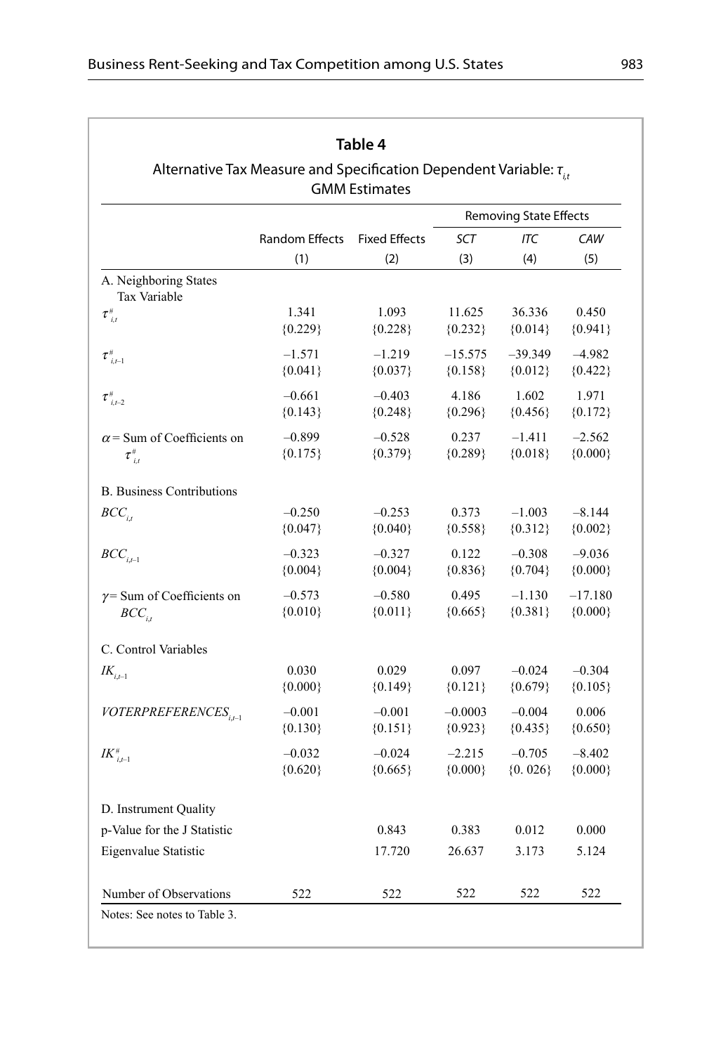**Table 4**

Alternative Tax Measure and Specification Dependent Variable: $\tau_{i,t}$

GMM Estimates

| | Random Effects | Fixed Effects | Removing State Effects | | |
|---|---|---|---|---|---|
| | | | *SCT* | *ITC* | *CAW* |
| | (1) | (2) | (3) | (4) | (5) |
| A. Neighboring States Tax Variable | | | | | |
| $\tau^{\#}_{i,t}$ | 1.341 | 1.093 | 11.625 | 36.336 | 0.450 |
| | {0.229} | {0.228} | {0.232} | {0.014} | {0.941} |
| $\tau^{\#}_{i,t-1}$ | −1.571 | −1.219 | −15.575 | −39.349 | −4.982 |
| | {0.041} | {0.037} | {0.158} | {0.012} | {0.422} |
| $\tau^{\#}_{i,t-2}$ | −0.661 | −0.403 | 4.186 | 1.602 | 1.971 |
| | {0.143} | {0.248} | {0.296} | {0.456} | {0.172} |
| $\alpha$ = Sum of Coefficients on $\tau^{\#}_{i,t}$ | −0.899 | −0.528 | 0.237 | −1.411 | −2.562 |
| | {0.175} | {0.379} | {0.289} | {0.018} | {0.000} |
| B. Business Contributions | | | | | |
| $BCC_{i,t}$ | −0.250 | −0.253 | 0.373 | −1.003 | −8.144 |
| | {0.047} | {0.040} | {0.558} | {0.312} | {0.002} |
| $BCC_{i,t-1}$ | −0.323 | −0.327 | 0.122 | −0.308 | −9.036 |
| | {0.004} | {0.004} | {0.836} | {0.704} | {0.000} |
| $\gamma$ = Sum of Coefficients on $BCC_{i,t}$ | −0.573 | −0.580 | 0.495 | −1.130 | −17.180 |
| | {0.010} | {0.011} | {0.665} | {0.381} | {0.000} |
| C. Control Variables | | | | | |
| $IK_{i,t-1}$ | 0.030 | 0.029 | 0.097 | −0.024 | −0.304 |
| | {0.000} | {0.149} | {0.121} | {0.679} | {0.105} |
| $VOTERPREFERENCES_{i,t-1}$ | −0.001 | −0.001 | −0.0003 | −0.004 | 0.006 |
| | {0.130} | {0.151} | {0.923} | {0.435} | {0.650} |
| $IK^{\#}_{i,t-1}$ | −0.032 | −0.024 | −2.215 | −0.705 | −8.402 |
| | {0.620} | {0.665} | {0.000} | {0. 026} | {0.000} |
| D. Instrument Quality | | | | | |
| p-Value for the J Statistic | | 0.843 | 0.383 | 0.012 | 0.000 |
| Eigenvalue Statistic | | 17.720 | 26.637 | 3.173 | 5.124 |
| Number of Observations | 522 | 522 | 522 | 522 | 522 |

Notes: See notes to Table 3.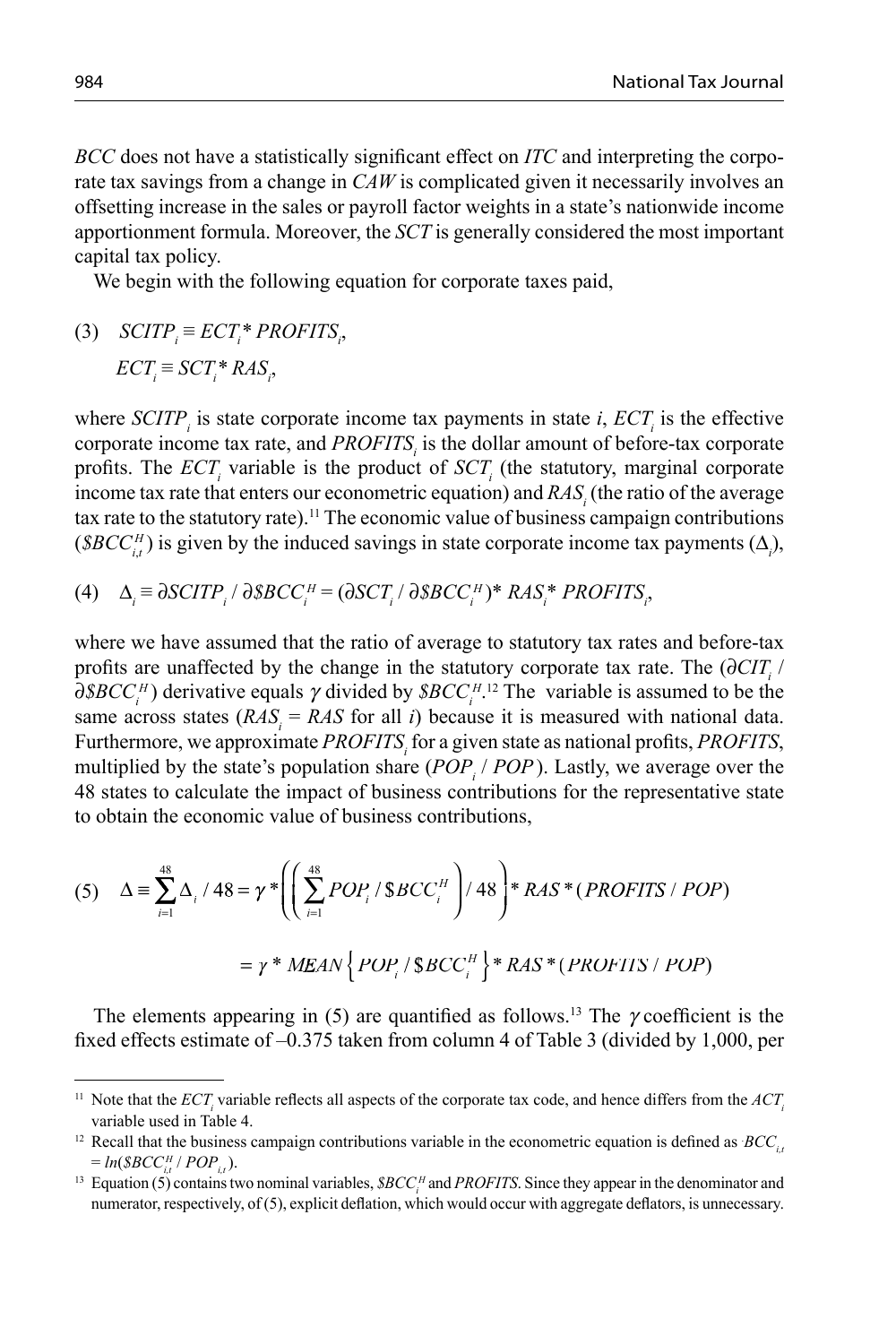*BCC* does not have a statistically significant effect on *ITC* and interpreting the corporate tax savings from a change in *CAW* is complicated given it necessarily involves an offsetting increase in the sales or payroll factor weights in a state's nationwide income apportionment formula. Moreover, the *SCT* is generally considered the most important capital tax policy.

We begin with the following equation for corporate taxes paid,

$$(3) \quad SCITP_i \equiv ECT_i * PROFITS_i,$$
$$ECT_i \equiv SCT_i * RAS_i,$$

where $SCITP_i$ is state corporate income tax payments in state $i$, $ECT_i$ is the effective corporate income tax rate, and $PROFITS_i$ is the dollar amount of before-tax corporate profits. The $ECT_i$ variable is the product of $SCT_i$ (the statutory, marginal corporate income tax rate that enters our econometric equation) and $RAS_i$ (the ratio of the average tax rate to the statutory rate).[11] The economic value of business campaign contributions ($\$BCC^H_{i,t}$) is given by the induced savings in state corporate income tax payments ($\Delta_i$),

$$(4) \quad \Delta_i \equiv \partial SCITP_i / \partial \$BCC^H_i = (\partial SCT_i / \partial \$BCC^H_i) * RAS_i * PROFITS_i,$$

where we have assumed that the ratio of average to statutory tax rates and before-tax profits are unaffected by the change in the statutory corporate tax rate. The $(\partial CIT_i / \partial \$BCC^H_i)$ derivative equals $\gamma$ divided by $\$BCC^H_i$.[12] The variable is assumed to be the same across states ($RAS_i = RAS$ for all $i$) because it is measured with national data. Furthermore, we approximate $PROFITS_i$ for a given state as national profits, $PROFITS$, multiplied by the state's population share ($POP_i / POP$). Lastly, we average over the 48 states to calculate the impact of business contributions for the representative state to obtain the economic value of business contributions,

$$(5) \quad \Delta \equiv \sum_{i=1}^{48} \Delta_i / 48 = \gamma * \left( \left( \sum_{i=1}^{48} POP_i / \$BCC^H_i \right) / 48 \right) * RAS * (PROFITS / POP)$$
$$= \gamma * MEAN\left\{ POP_i / \$BCC^H_i \right\} * RAS * (PROFITS / POP)$$

The elements appearing in (5) are quantified as follows.[13] The $\gamma$ coefficient is the fixed effects estimate of –0.375 taken from column 4 of Table 3 (divided by 1,000, per

---

[11] Note that the $ECT_i$ variable reflects all aspects of the corporate tax code, and hence differs from the $ACT_i$ variable used in Table 4.

[12] Recall that the business campaign contributions variable in the econometric equation is defined as $BCC_{i,t} = ln(\$BCC^H_{i,t} / POP_{i,t})$.

[13] Equation (5) contains two nominal variables, $\$BCC^H_i$ and *PROFITS*. Since they appear in the denominator and numerator, respectively, of (5), explicit deflation, which would occur with aggregate deflators, is unnecessary.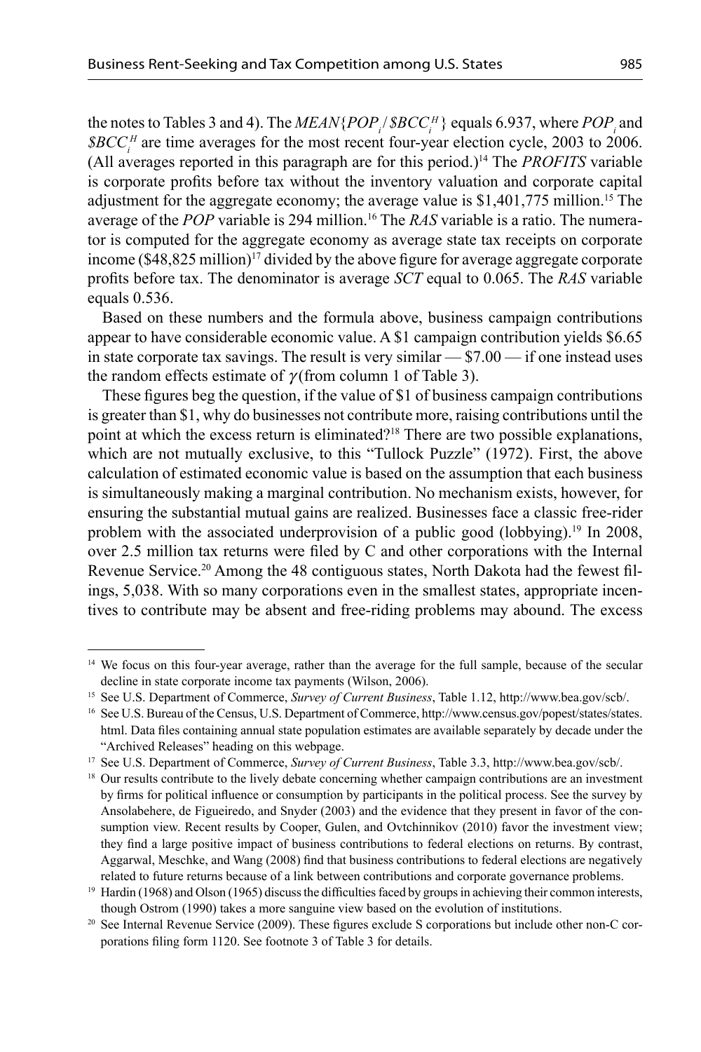the notes to Tables 3 and 4). The $MEAN\{POP_i / \$BCC_i^H\}$ equals 6.937, where $POP_i$ and $\$BCC_i^H$ are time averages for the most recent four-year election cycle, 2003 to 2006. (All averages reported in this paragraph are for this period.)[14] The *PROFITS* variable is corporate profits before tax without the inventory valuation and corporate capital adjustment for the aggregate economy; the average value is $1,401,775 million.[15] The average of the *POP* variable is 294 million.[16] The *RAS* variable is a ratio. The numerator is computed for the aggregate economy as average state tax receipts on corporate income ($48,825 million)[17] divided by the above figure for average aggregate corporate profits before tax. The denominator is average *SCT* equal to 0.065. The *RAS* variable equals 0.536.

Based on these numbers and the formula above, business campaign contributions appear to have considerable economic value. A $1 campaign contribution yields $6.65 in state corporate tax savings. The result is very similar — $7.00 — if one instead uses the random effects estimate of $\gamma$ (from column 1 of Table 3).

These figures beg the question, if the value of $1 of business campaign contributions is greater than $1, why do businesses not contribute more, raising contributions until the point at which the excess return is eliminated?[18] There are two possible explanations, which are not mutually exclusive, to this "Tullock Puzzle" (1972). First, the above calculation of estimated economic value is based on the assumption that each business is simultaneously making a marginal contribution. No mechanism exists, however, for ensuring the substantial mutual gains are realized. Businesses face a classic free-rider problem with the associated underprovision of a public good (lobbying).[19] In 2008, over 2.5 million tax returns were filed by C and other corporations with the Internal Revenue Service.[20] Among the 48 contiguous states, North Dakota had the fewest filings, 5,038. With so many corporations even in the smallest states, appropriate incentives to contribute may be absent and free-riding problems may abound. The excess

---

[14] We focus on this four-year average, rather than the average for the full sample, because of the secular decline in state corporate income tax payments (Wilson, 2006).

[15] See U.S. Department of Commerce, *Survey of Current Business*, Table 1.12, http://www.bea.gov/scb/.

[16] See U.S. Bureau of the Census, U.S. Department of Commerce, http://www.census.gov/popest/states/states.html. Data files containing annual state population estimates are available separately by decade under the "Archived Releases" heading on this webpage.

[17] See U.S. Department of Commerce, *Survey of Current Business*, Table 3.3, http://www.bea.gov/scb/.

[18] Our results contribute to the lively debate concerning whether campaign contributions are an investment by firms for political influence or consumption by participants in the political process. See the survey by Ansolabehere, de Figueiredo, and Snyder (2003) and the evidence that they present in favor of the consumption view. Recent results by Cooper, Gulen, and Ovtchinnikov (2010) favor the investment view; they find a large positive impact of business contributions to federal elections on returns. By contrast, Aggarwal, Meschke, and Wang (2008) find that business contributions to federal elections are negatively related to future returns because of a link between contributions and corporate governance problems.

[19] Hardin (1968) and Olson (1965) discuss the difficulties faced by groups in achieving their common interests, though Ostrom (1990) takes a more sanguine view based on the evolution of institutions.

[20] See Internal Revenue Service (2009). These figures exclude S corporations but include other non-C corporations filing form 1120. See footnote 3 of Table 3 for details.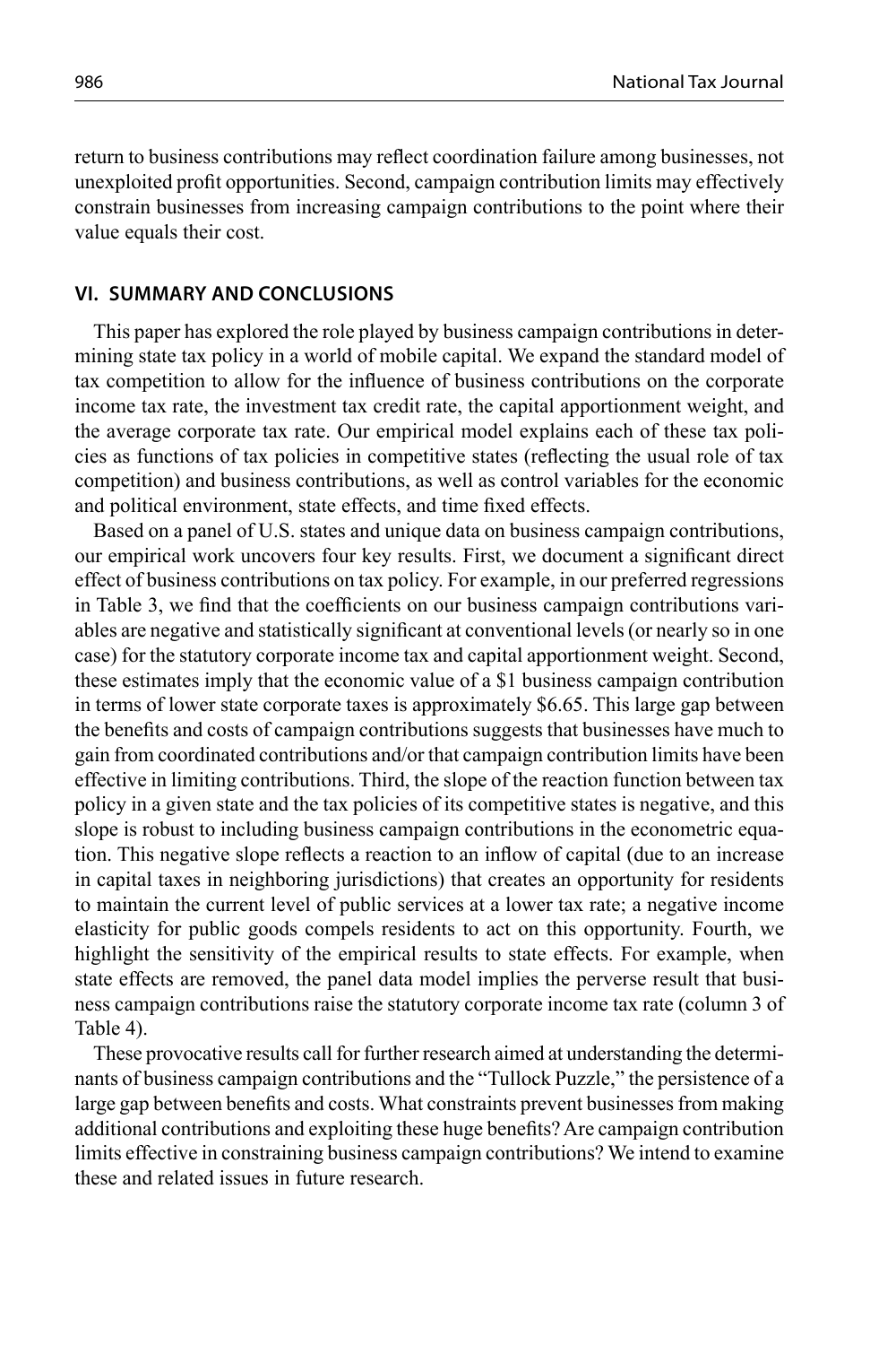return to business contributions may reflect coordination failure among businesses, not unexploited profit opportunities. Second, campaign contribution limits may effectively constrain businesses from increasing campaign contributions to the point where their value equals their cost.

## VI. SUMMARY AND CONCLUSIONS

This paper has explored the role played by business campaign contributions in determining state tax policy in a world of mobile capital. We expand the standard model of tax competition to allow for the influence of business contributions on the corporate income tax rate, the investment tax credit rate, the capital apportionment weight, and the average corporate tax rate. Our empirical model explains each of these tax policies as functions of tax policies in competitive states (reflecting the usual role of tax competition) and business contributions, as well as control variables for the economic and political environment, state effects, and time fixed effects.

Based on a panel of U.S. states and unique data on business campaign contributions, our empirical work uncovers four key results. First, we document a significant direct effect of business contributions on tax policy. For example, in our preferred regressions in Table 3, we find that the coefficients on our business campaign contributions variables are negative and statistically significant at conventional levels (or nearly so in one case) for the statutory corporate income tax and capital apportionment weight. Second, these estimates imply that the economic value of a \$1 business campaign contribution in terms of lower state corporate taxes is approximately \$6.65. This large gap between the benefits and costs of campaign contributions suggests that businesses have much to gain from coordinated contributions and/or that campaign contribution limits have been effective in limiting contributions. Third, the slope of the reaction function between tax policy in a given state and the tax policies of its competitive states is negative, and this slope is robust to including business campaign contributions in the econometric equation. This negative slope reflects a reaction to an inflow of capital (due to an increase in capital taxes in neighboring jurisdictions) that creates an opportunity for residents to maintain the current level of public services at a lower tax rate; a negative income elasticity for public goods compels residents to act on this opportunity. Fourth, we highlight the sensitivity of the empirical results to state effects. For example, when state effects are removed, the panel data model implies the perverse result that business campaign contributions raise the statutory corporate income tax rate (column 3 of Table 4).

These provocative results call for further research aimed at understanding the determinants of business campaign contributions and the "Tullock Puzzle," the persistence of a large gap between benefits and costs. What constraints prevent businesses from making additional contributions and exploiting these huge benefits? Are campaign contribution limits effective in constraining business campaign contributions? We intend to examine these and related issues in future research.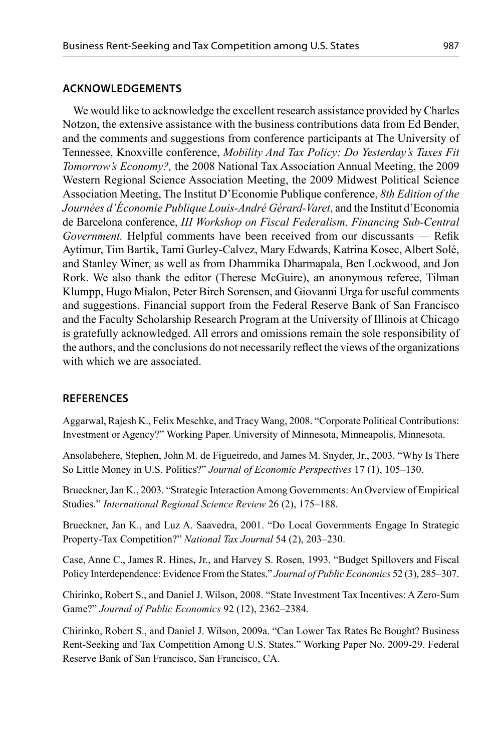## ACKNOWLEDGEMENTS

We would like to acknowledge the excellent research assistance provided by Charles Notzon, the extensive assistance with the business contributions data from Ed Bender, and the comments and suggestions from conference participants at The University of Tennessee, Knoxville conference, *Mobility And Tax Policy: Do Yesterday's Taxes Fit Tomorrow's Economy?,* the 2008 National Tax Association Annual Meeting, the 2009 Western Regional Science Association Meeting, the 2009 Midwest Political Science Association Meeting, The Institut D'Economie Publique conference, *8th Edition of the Journées d'Économie Publique Louis-André Gérard-Varet*, and the Institut d'Economia de Barcelona conference, *III Workshop on Fiscal Federalism, Financing Sub-Central Government.* Helpful comments have been received from our discussants — Refik Aytimur, Tim Bartik, Tami Gurley-Calvez, Mary Edwards, Katrina Kosec, Albert Solé, and Stanley Winer, as well as from Dhammika Dharmapala, Ben Lockwood, and Jon Rork. We also thank the editor (Therese McGuire), an anonymous referee, Tilman Klumpp, Hugo Mialon, Peter Birch Sorensen, and Giovanni Urga for useful comments and suggestions. Financial support from the Federal Reserve Bank of San Francisco and the Faculty Scholarship Research Program at the University of Illinois at Chicago is gratefully acknowledged. All errors and omissions remain the sole responsibility of the authors, and the conclusions do not necessarily reflect the views of the organizations with which we are associated.

## REFERENCES

Aggarwal, Rajesh K., Felix Meschke, and Tracy Wang, 2008. "Corporate Political Contributions: Investment or Agency?" Working Paper. University of Minnesota, Minneapolis, Minnesota.

Ansolabehere, Stephen, John M. de Figueiredo, and James M. Snyder, Jr., 2003. "Why Is There So Little Money in U.S. Politics?" *Journal of Economic Perspectives* 17 (1), 105–130.

Brueckner, Jan K., 2003. "Strategic Interaction Among Governments: An Overview of Empirical Studies." *International Regional Science Review* 26 (2), 175–188.

Brueckner, Jan K., and Luz A. Saavedra, 2001. "Do Local Governments Engage In Strategic Property-Tax Competition?" *National Tax Journal* 54 (2), 203–230.

Case, Anne C., James R. Hines, Jr., and Harvey S. Rosen, 1993. "Budget Spillovers and Fiscal Policy Interdependence: Evidence From the States." *Journal of Public Economics* 52 (3), 285–307.

Chirinko, Robert S., and Daniel J. Wilson, 2008. "State Investment Tax Incentives: A Zero-Sum Game?" *Journal of Public Economics* 92 (12), 2362–2384.

Chirinko, Robert S., and Daniel J. Wilson, 2009a. "Can Lower Tax Rates Be Bought? Business Rent-Seeking and Tax Competition Among U.S. States." Working Paper No. 2009-29. Federal Reserve Bank of San Francisco, San Francisco, CA.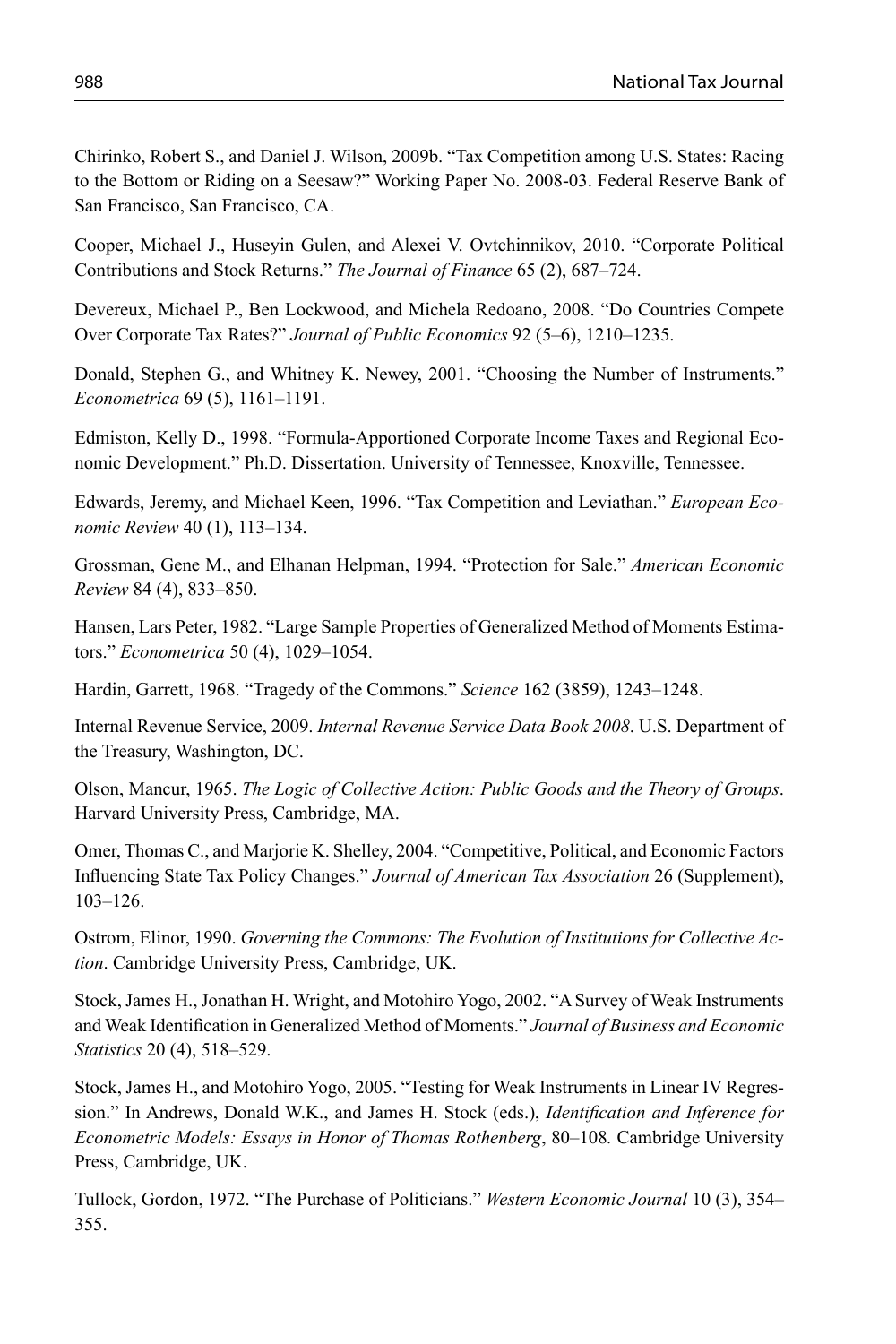Chirinko, Robert S., and Daniel J. Wilson, 2009b. "Tax Competition among U.S. States: Racing to the Bottom or Riding on a Seesaw?" Working Paper No. 2008-03. Federal Reserve Bank of San Francisco, San Francisco, CA.

Cooper, Michael J., Huseyin Gulen, and Alexei V. Ovtchinnikov, 2010. "Corporate Political Contributions and Stock Returns." *The Journal of Finance* 65 (2), 687–724.

Devereux, Michael P., Ben Lockwood, and Michela Redoano, 2008. "Do Countries Compete Over Corporate Tax Rates?" *Journal of Public Economics* 92 (5–6), 1210–1235.

Donald, Stephen G., and Whitney K. Newey, 2001. "Choosing the Number of Instruments." *Econometrica* 69 (5), 1161–1191.

Edmiston, Kelly D., 1998. "Formula-Apportioned Corporate Income Taxes and Regional Economic Development." Ph.D. Dissertation. University of Tennessee, Knoxville, Tennessee.

Edwards, Jeremy, and Michael Keen, 1996. "Tax Competition and Leviathan." *European Economic Review* 40 (1), 113–134.

Grossman, Gene M., and Elhanan Helpman, 1994. "Protection for Sale." *American Economic Review* 84 (4), 833–850.

Hansen, Lars Peter, 1982. "Large Sample Properties of Generalized Method of Moments Estimators." *Econometrica* 50 (4), 1029–1054.

Hardin, Garrett, 1968. "Tragedy of the Commons." *Science* 162 (3859), 1243–1248.

Internal Revenue Service, 2009. *Internal Revenue Service Data Book 2008*. U.S. Department of the Treasury, Washington, DC.

Olson, Mancur, 1965. *The Logic of Collective Action: Public Goods and the Theory of Groups*. Harvard University Press, Cambridge, MA.

Omer, Thomas C., and Marjorie K. Shelley, 2004. "Competitive, Political, and Economic Factors Influencing State Tax Policy Changes." *Journal of American Tax Association* 26 (Supplement), 103–126.

Ostrom, Elinor, 1990. *Governing the Commons: The Evolution of Institutions for Collective Action*. Cambridge University Press, Cambridge, UK.

Stock, James H., Jonathan H. Wright, and Motohiro Yogo, 2002. "A Survey of Weak Instruments and Weak Identification in Generalized Method of Moments." *Journal of Business and Economic Statistics* 20 (4), 518–529.

Stock, James H., and Motohiro Yogo, 2005. "Testing for Weak Instruments in Linear IV Regression." In Andrews, Donald W.K., and James H. Stock (eds.), *Identification and Inference for Econometric Models: Essays in Honor of Thomas Rothenberg*, 80–108. Cambridge University Press, Cambridge, UK.

Tullock, Gordon, 1972. "The Purchase of Politicians." *Western Economic Journal* 10 (3), 354–355.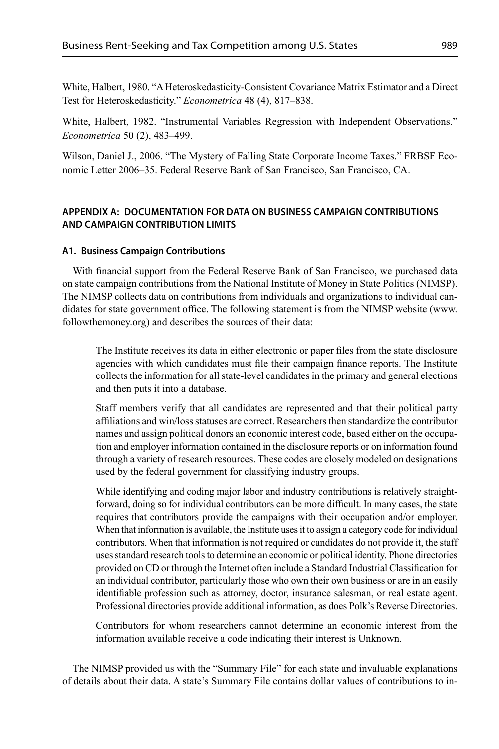White, Halbert, 1980. "A Heteroskedasticity-Consistent Covariance Matrix Estimator and a Direct Test for Heteroskedasticity." *Econometrica* 48 (4), 817–838.

White, Halbert, 1982. "Instrumental Variables Regression with Independent Observations." *Econometrica* 50 (2), 483–499.

Wilson, Daniel J., 2006. "The Mystery of Falling State Corporate Income Taxes." FRBSF Economic Letter 2006–35. Federal Reserve Bank of San Francisco, San Francisco, CA.

## APPENDIX A: DOCUMENTATION FOR DATA ON BUSINESS CAMPAIGN CONTRIBUTIONS AND CAMPAIGN CONTRIBUTION LIMITS

### A1. Business Campaign Contributions

With financial support from the Federal Reserve Bank of San Francisco, we purchased data on state campaign contributions from the National Institute of Money in State Politics (NIMSP). The NIMSP collects data on contributions from individuals and organizations to individual candidates for state government office. The following statement is from the NIMSP website (www.followthemoney.org) and describes the sources of their data:

> The Institute receives its data in either electronic or paper files from the state disclosure agencies with which candidates must file their campaign finance reports. The Institute collects the information for all state-level candidates in the primary and general elections and then puts it into a database.
>
> Staff members verify that all candidates are represented and that their political party affiliations and win/loss statuses are correct. Researchers then standardize the contributor names and assign political donors an economic interest code, based either on the occupation and employer information contained in the disclosure reports or on information found through a variety of research resources. These codes are closely modeled on designations used by the federal government for classifying industry groups.
>
> While identifying and coding major labor and industry contributions is relatively straightforward, doing so for individual contributors can be more difficult. In many cases, the state requires that contributors provide the campaigns with their occupation and/or employer. When that information is available, the Institute uses it to assign a category code for individual contributors. When that information is not required or candidates do not provide it, the staff uses standard research tools to determine an economic or political identity. Phone directories provided on CD or through the Internet often include a Standard Industrial Classification for an individual contributor, particularly those who own their own business or are in an easily identifiable profession such as attorney, doctor, insurance salesman, or real estate agent. Professional directories provide additional information, as does Polk's Reverse Directories.
>
> Contributors for whom researchers cannot determine an economic interest from the information available receive a code indicating their interest is Unknown.

The NIMSP provided us with the "Summary File" for each state and invaluable explanations of details about their data. A state's Summary File contains dollar values of contributions to in-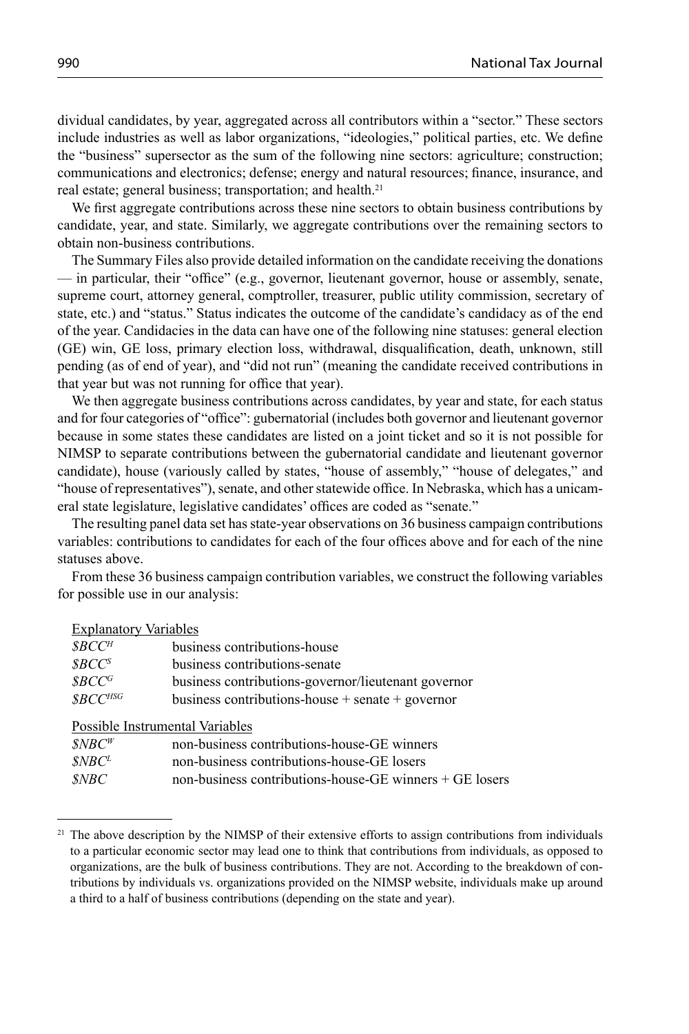dividual candidates, by year, aggregated across all contributors within a "sector." These sectors include industries as well as labor organizations, "ideologies," political parties, etc. We define the "business" supersector as the sum of the following nine sectors: agriculture; construction; communications and electronics; defense; energy and natural resources; finance, insurance, and real estate; general business; transportation; and health.[21]

We first aggregate contributions across these nine sectors to obtain business contributions by candidate, year, and state. Similarly, we aggregate contributions over the remaining sectors to obtain non-business contributions.

The Summary Files also provide detailed information on the candidate receiving the donations — in particular, their "office" (e.g., governor, lieutenant governor, house or assembly, senate, supreme court, attorney general, comptroller, treasurer, public utility commission, secretary of state, etc.) and "status." Status indicates the outcome of the candidate's candidacy as of the end of the year. Candidacies in the data can have one of the following nine statuses: general election (GE) win, GE loss, primary election loss, withdrawal, disqualification, death, unknown, still pending (as of end of year), and "did not run" (meaning the candidate received contributions in that year but was not running for office that year).

We then aggregate business contributions across candidates, by year and state, for each status and for four categories of "office": gubernatorial (includes both governor and lieutenant governor because in some states these candidates are listed on a joint ticket and so it is not possible for NIMSP to separate contributions between the gubernatorial candidate and lieutenant governor candidate), house (variously called by states, "house of assembly," "house of delegates," and "house of representatives"), senate, and other statewide office. In Nebraska, which has a unicameral state legislature, legislative candidates' offices are coded as "senate."

The resulting panel data set has state-year observations on 36 business campaign contributions variables: contributions to candidates for each of the four offices above and for each of the nine statuses above.

From these 36 business campaign contribution variables, we construct the following variables for possible use in our analysis:

Explanatory Variables

| | |
|---|---|
| $\$BCC^{H}$ | business contributions-house |
| $\$BCC^{S}$ | business contributions-senate |
| $\$BCC^{G}$ | business contributions-governor/lieutenant governor |
| $\$BCC^{HSG}$ | business contributions-house + senate + governor |

Possible Instrumental Variables

| | |
|---|---|
| $\$NBC^{W}$ | non-business contributions-house-GE winners |
| $\$NBC^{L}$ | non-business contributions-house-GE losers |
| $\$NBC$ | non-business contributions-house-GE winners + GE losers |

[21] The above description by the NIMSP of their extensive efforts to assign contributions from individuals to a particular economic sector may lead one to think that contributions from individuals, as opposed to organizations, are the bulk of business contributions. They are not. According to the breakdown of contributions by individuals vs. organizations provided on the NIMSP website, individuals make up around a third to a half of business contributions (depending on the state and year).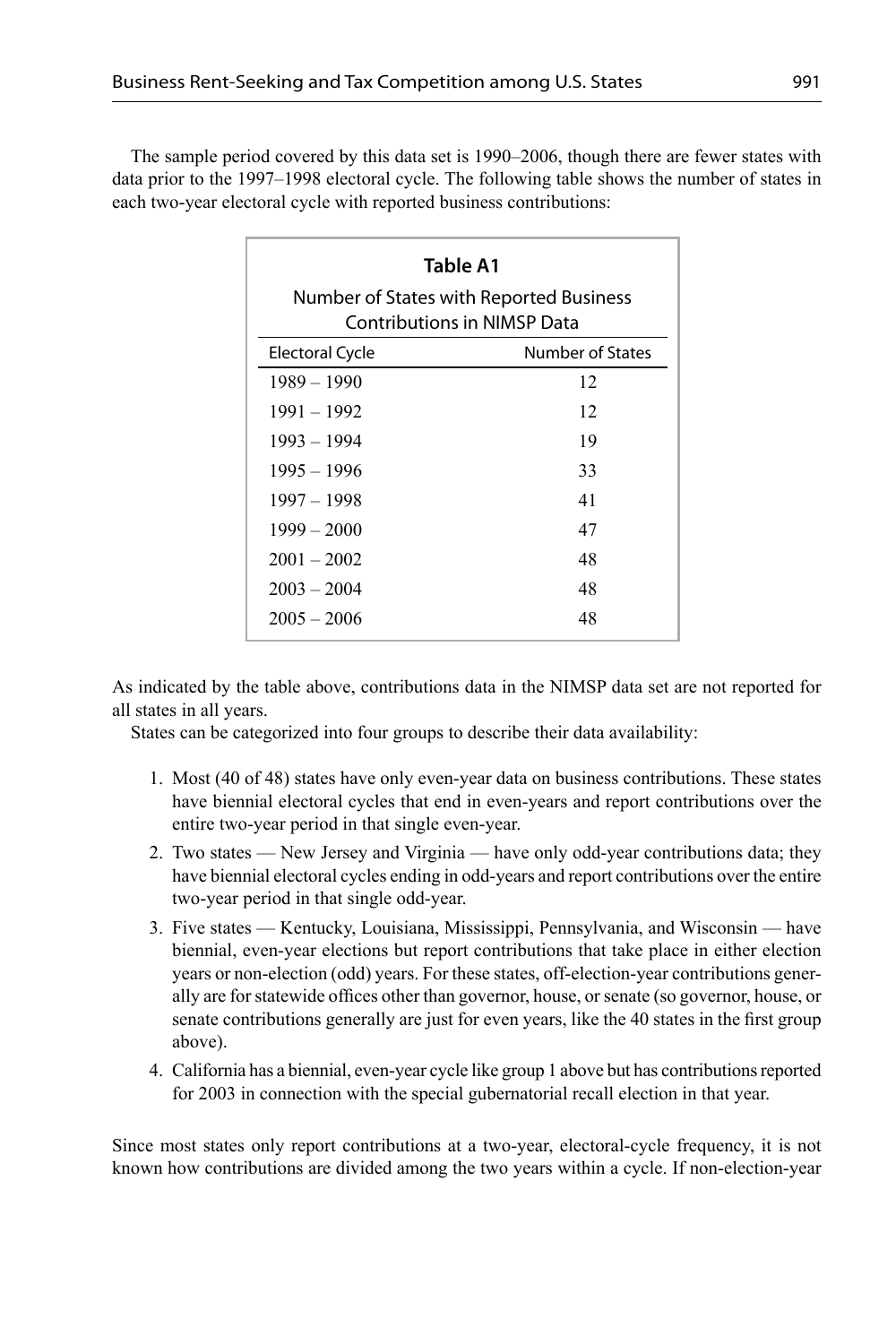The sample period covered by this data set is 1990–2006, though there are fewer states with data prior to the 1997–1998 electoral cycle. The following table shows the number of states in each two-year electoral cycle with reported business contributions:

**Table A1**

Number of States with Reported Business Contributions in NIMSP Data

| Electoral Cycle | Number of States |
|---|---|
| 1989 – 1990 | 12 |
| 1991 – 1992 | 12 |
| 1993 – 1994 | 19 |
| 1995 – 1996 | 33 |
| 1997 – 1998 | 41 |
| 1999 – 2000 | 47 |
| 2001 – 2002 | 48 |
| 2003 – 2004 | 48 |
| 2005 – 2006 | 48 |

As indicated by the table above, contributions data in the NIMSP data set are not reported for all states in all years.

States can be categorized into four groups to describe their data availability:

1. Most (40 of 48) states have only even-year data on business contributions. These states have biennial electoral cycles that end in even-years and report contributions over the entire two-year period in that single even-year.
2. Two states — New Jersey and Virginia — have only odd-year contributions data; they have biennial electoral cycles ending in odd-years and report contributions over the entire two-year period in that single odd-year.
3. Five states — Kentucky, Louisiana, Mississippi, Pennsylvania, and Wisconsin — have biennial, even-year elections but report contributions that take place in either election years or non-election (odd) years. For these states, off-election-year contributions generally are for statewide offices other than governor, house, or senate (so governor, house, or senate contributions generally are just for even years, like the 40 states in the first group above).
4. California has a biennial, even-year cycle like group 1 above but has contributions reported for 2003 in connection with the special gubernatorial recall election in that year.

Since most states only report contributions at a two-year, electoral-cycle frequency, it is not known how contributions are divided among the two years within a cycle. If non-election-year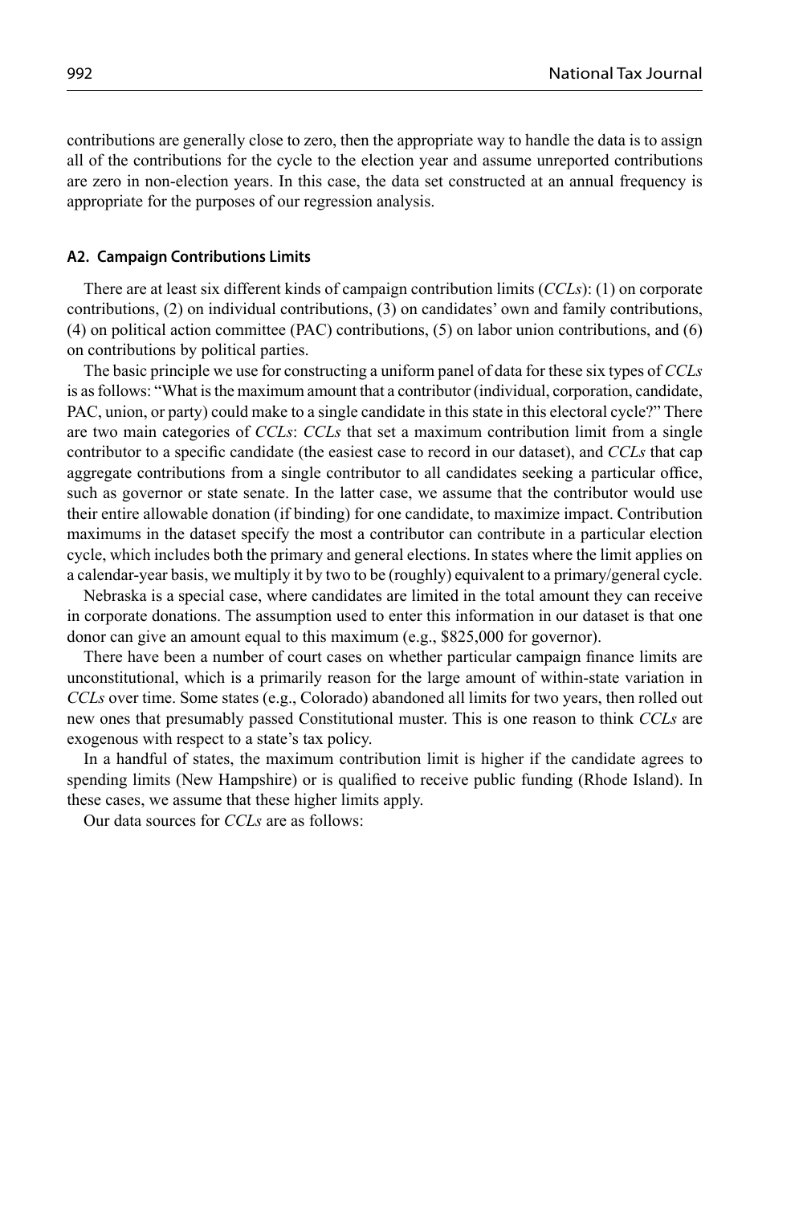contributions are generally close to zero, then the appropriate way to handle the data is to assign all of the contributions for the cycle to the election year and assume unreported contributions are zero in non-election years. In this case, the data set constructed at an annual frequency is appropriate for the purposes of our regression analysis.

### A2. Campaign Contributions Limits

There are at least six different kinds of campaign contribution limits (*CCLs*): (1) on corporate contributions, (2) on individual contributions, (3) on candidates' own and family contributions, (4) on political action committee (PAC) contributions, (5) on labor union contributions, and (6) on contributions by political parties.

The basic principle we use for constructing a uniform panel of data for these six types of *CCLs* is as follows: "What is the maximum amount that a contributor (individual, corporation, candidate, PAC, union, or party) could make to a single candidate in this state in this electoral cycle?" There are two main categories of *CCLs*: *CCLs* that set a maximum contribution limit from a single contributor to a specific candidate (the easiest case to record in our dataset), and *CCLs* that cap aggregate contributions from a single contributor to all candidates seeking a particular office, such as governor or state senate. In the latter case, we assume that the contributor would use their entire allowable donation (if binding) for one candidate, to maximize impact. Contribution maximums in the dataset specify the most a contributor can contribute in a particular election cycle, which includes both the primary and general elections. In states where the limit applies on a calendar-year basis, we multiply it by two to be (roughly) equivalent to a primary/general cycle.

Nebraska is a special case, where candidates are limited in the total amount they can receive in corporate donations. The assumption used to enter this information in our dataset is that one donor can give an amount equal to this maximum (e.g., $825,000 for governor).

There have been a number of court cases on whether particular campaign finance limits are unconstitutional, which is a primarily reason for the large amount of within-state variation in *CCLs* over time. Some states (e.g., Colorado) abandoned all limits for two years, then rolled out new ones that presumably passed Constitutional muster. This is one reason to think *CCLs* are exogenous with respect to a state's tax policy.

In a handful of states, the maximum contribution limit is higher if the candidate agrees to spending limits (New Hampshire) or is qualified to receive public funding (Rhode Island). In these cases, we assume that these higher limits apply.

Our data sources for *CCLs* are as follows: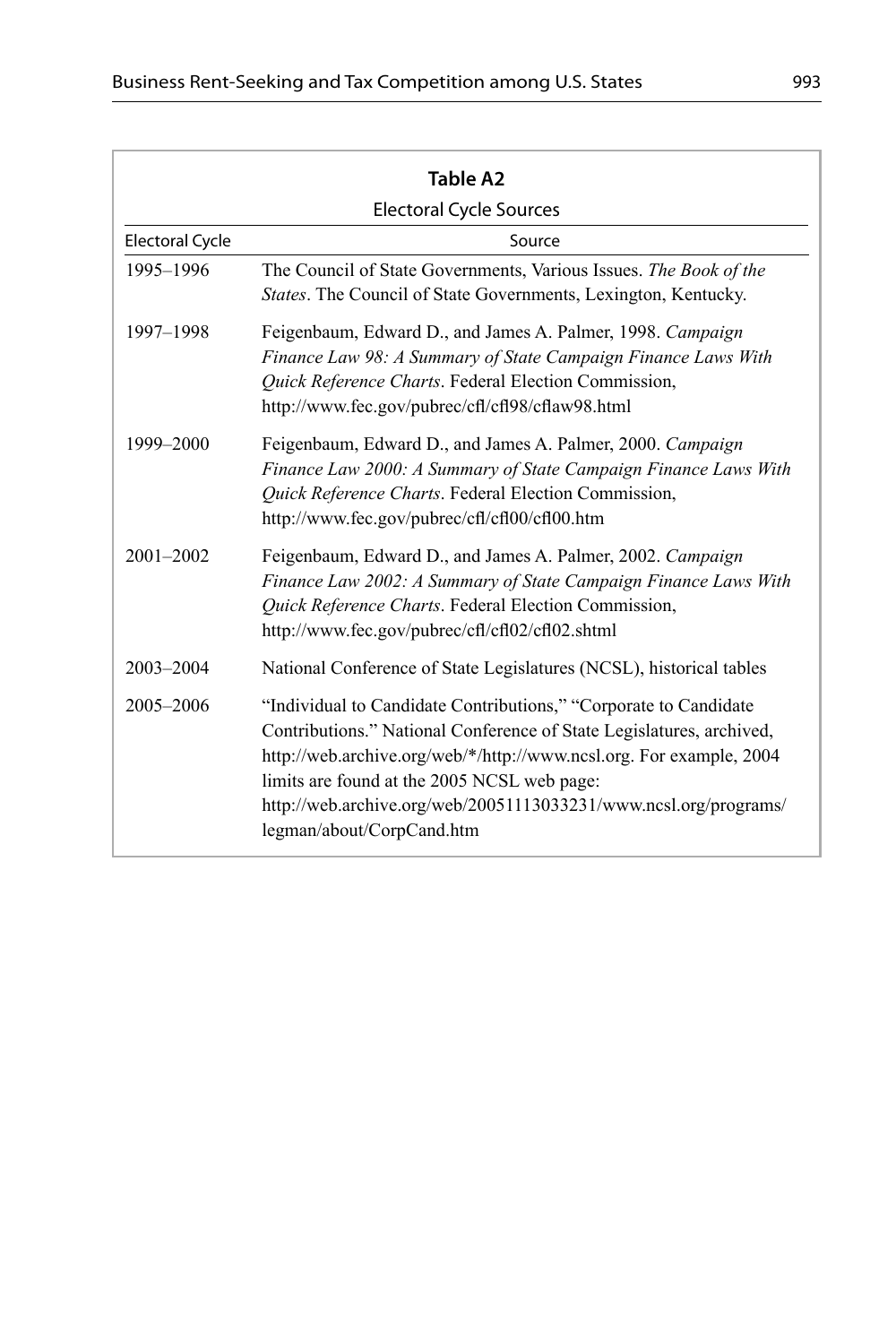**Table A2**

Electoral Cycle Sources

| Electoral Cycle | Source |
|---|---|
| 1995–1996 | The Council of State Governments, Various Issues. *The Book of the States*. The Council of State Governments, Lexington, Kentucky. |
| 1997–1998 | Feigenbaum, Edward D., and James A. Palmer, 1998. *Campaign Finance Law 98: A Summary of State Campaign Finance Laws With Quick Reference Charts*. Federal Election Commission, http://www.fec.gov/pubrec/cfl/cfl98/cflaw98.html |
| 1999–2000 | Feigenbaum, Edward D., and James A. Palmer, 2000. *Campaign Finance Law 2000: A Summary of State Campaign Finance Laws With Quick Reference Charts*. Federal Election Commission, http://www.fec.gov/pubrec/cfl/cfl00/cfl00.htm |
| 2001–2002 | Feigenbaum, Edward D., and James A. Palmer, 2002. *Campaign Finance Law 2002: A Summary of State Campaign Finance Laws With Quick Reference Charts*. Federal Election Commission, http://www.fec.gov/pubrec/cfl/cfl02/cfl02.shtml |
| 2003–2004 | National Conference of State Legislatures (NCSL), historical tables |
| 2005–2006 | "Individual to Candidate Contributions," "Corporate to Candidate Contributions." National Conference of State Legislatures, archived, http://web.archive.org/web/*/http://www.ncsl.org. For example, 2004 limits are found at the 2005 NCSL web page: http://web.archive.org/web/20051113033231/www.ncsl.org/programs/legman/about/CorpCand.htm |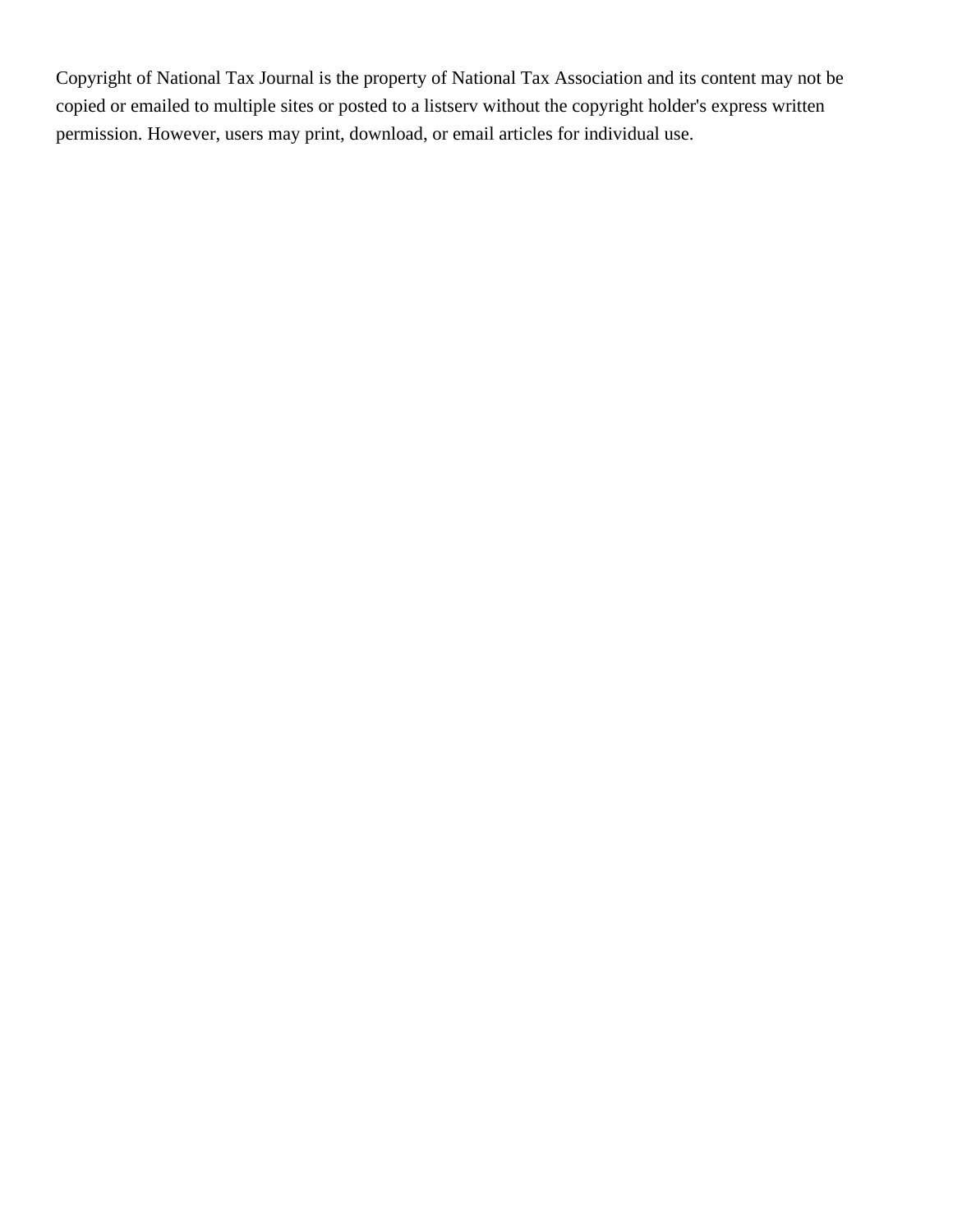Copyright of National Tax Journal is the property of National Tax Association and its content may not be copied or emailed to multiple sites or posted to a listserv without the copyright holder's express written permission. However, users may print, download, or email articles for individual use.